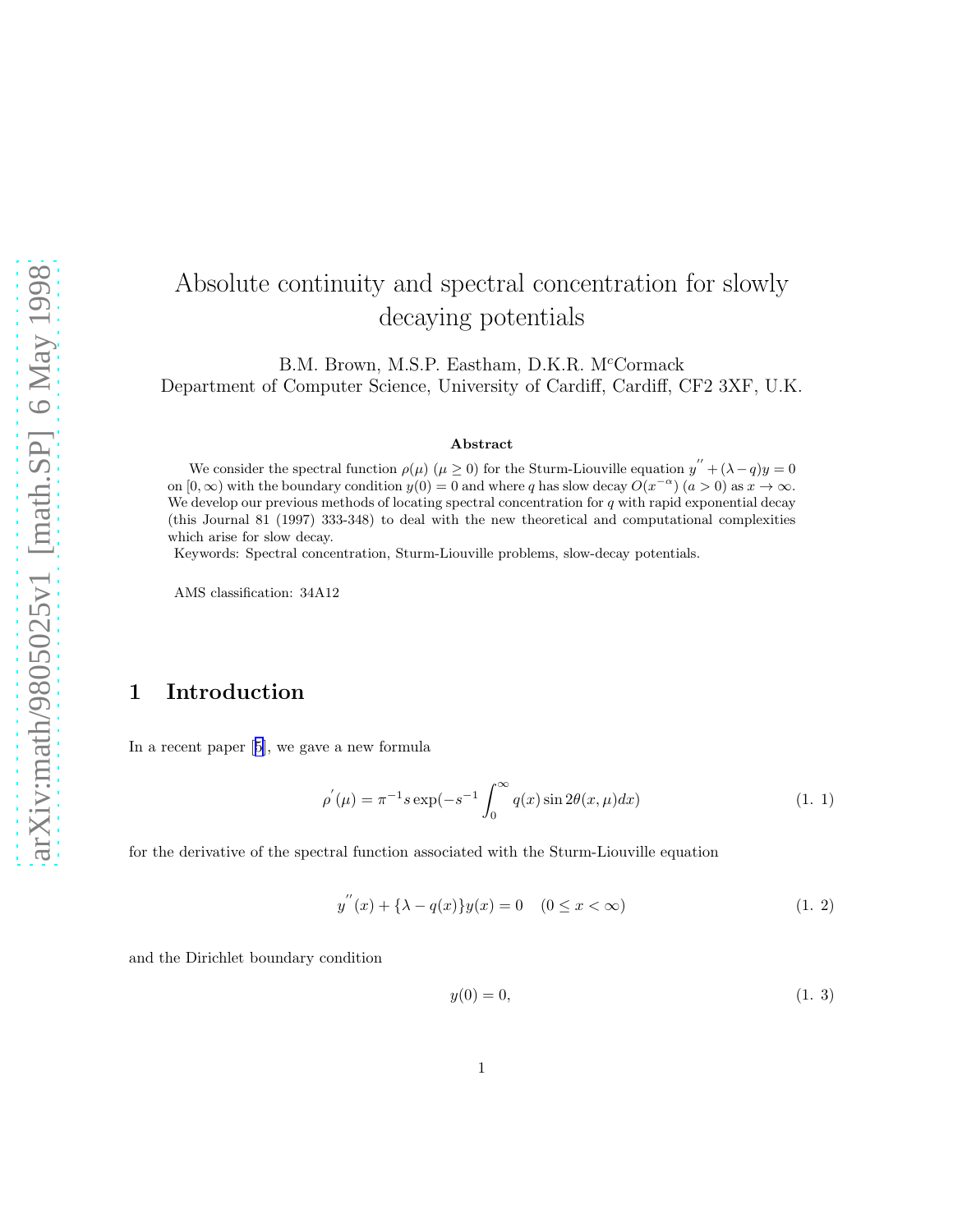# Absolute continuity and spectral concentration for slowly decaying potentials

B.M. Brown, M.S.P. Eastham, D.K.R. M$^c$Cormack
Department of Computer Science, University of Cardiff, Cardiff, CF2 3XF, U.K.

### Abstract

We consider the spectral function $\rho(\mu)$ $(\mu \geq 0)$ for the Sturm-Liouville equation $y^{''} + (\lambda - q)y = 0$ on $[0, \infty)$ with the boundary condition $y(0) = 0$ and where $q$ has slow decay $O(x^{-\alpha})$ $(a > 0)$ as $x \to \infty$. We develop our previous methods of locating spectral concentration for $q$ with rapid exponential decay (this Journal 81 (1997) 333-348) to deal with the new theoretical and computational complexities which arise for slow decay.

Keywords: Spectral concentration, Sturm-Liouville problems, slow-decay potentials.

AMS classification: 34A12

## 1 Introduction

In a recent paper [5], we gave a new formula

$$\rho^{'}(\mu) = \pi^{-1} s \exp(-s^{-1} \int_0^\infty q(x) \sin 2\theta(x, \mu) dx) \tag{1. 1}$$

for the derivative of the spectral function associated with the Sturm-Liouville equation

$$y^{''}(x) + \{\lambda - q(x)\} y(x) = 0 \quad (0 \leq x < \infty) \tag{1. 2}$$

and the Dirichlet boundary condition

$$y(0) = 0, \tag{1. 3}$$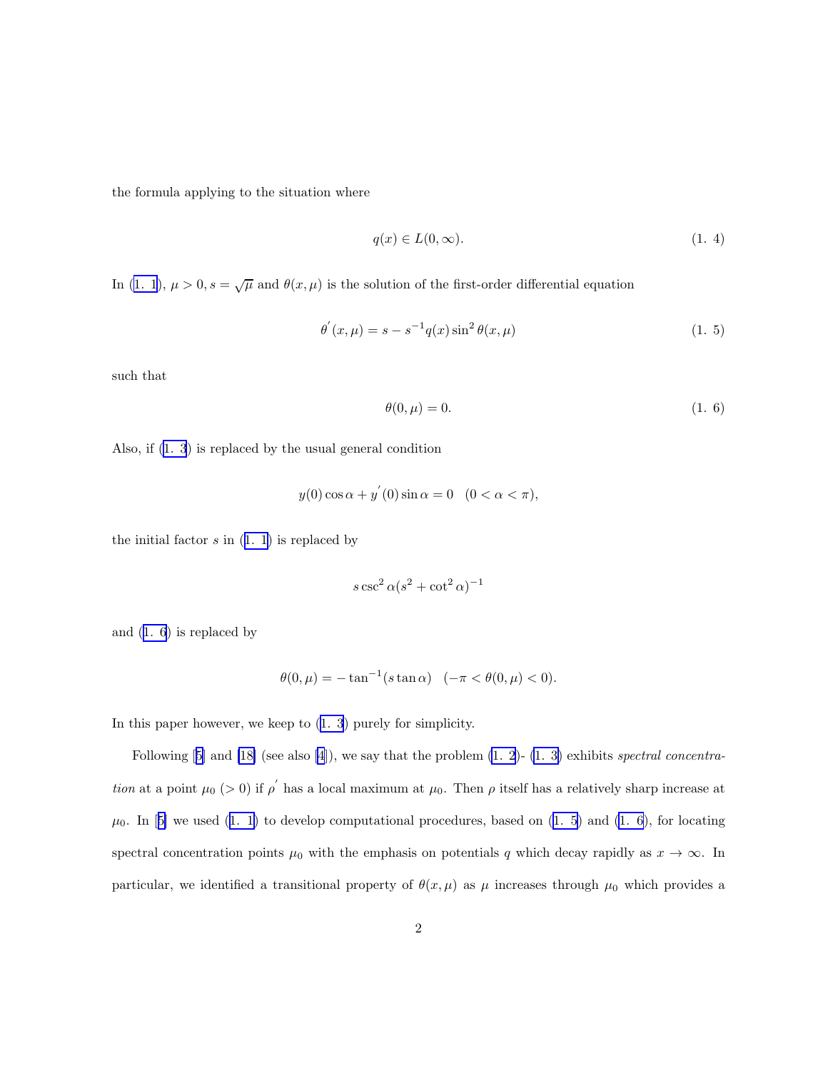the formula applying to the situation where

$$q(x) \in L(0,\infty). \tag{1. 4}$$

In (1. 1), $\mu > 0, s = \sqrt{\mu}$ and $\theta(x,\mu)$ is the solution of the first-order differential equation

$$\theta^{'}(x,\mu) = s - s^{-1}q(x)\sin^2\theta(x,\mu) \tag{1. 5}$$

such that

$$\theta(0,\mu) = 0. \tag{1. 6}$$

Also, if (1. 3) is replaced by the usual general condition

$$y(0)\cos\alpha + y^{'}(0)\sin\alpha = 0 \quad (0 < \alpha < \pi),$$

the initial factor $s$ in (1. 1) is replaced by

$$s\csc^2\alpha(s^2 + \cot^2\alpha)^{-1}$$

and (1. 6) is replaced by

$$\theta(0,\mu) = -\tan^{-1}(s\tan\alpha) \quad (-\pi < \theta(0,\mu) < 0).$$

In this paper however, we keep to (1. 3) purely for simplicity.

Following [5] and [18] (see also [4]), we say that the problem (1. 2)- (1. 3) exhibits *spectral concentration* at a point $\mu_0$ $(> 0)$ if $\rho^{'}$ has a local maximum at $\mu_0$. Then $\rho$ itself has a relatively sharp increase at $\mu_0$. In [5] we used (1. 1) to develop computational procedures, based on (1. 5) and (1. 6), for locating spectral concentration points $\mu_0$ with the emphasis on potentials $q$ which decay rapidly as $x \to \infty$. In particular, we identified a transitional property of $\theta(x,\mu)$ as $\mu$ increases through $\mu_0$ which provides a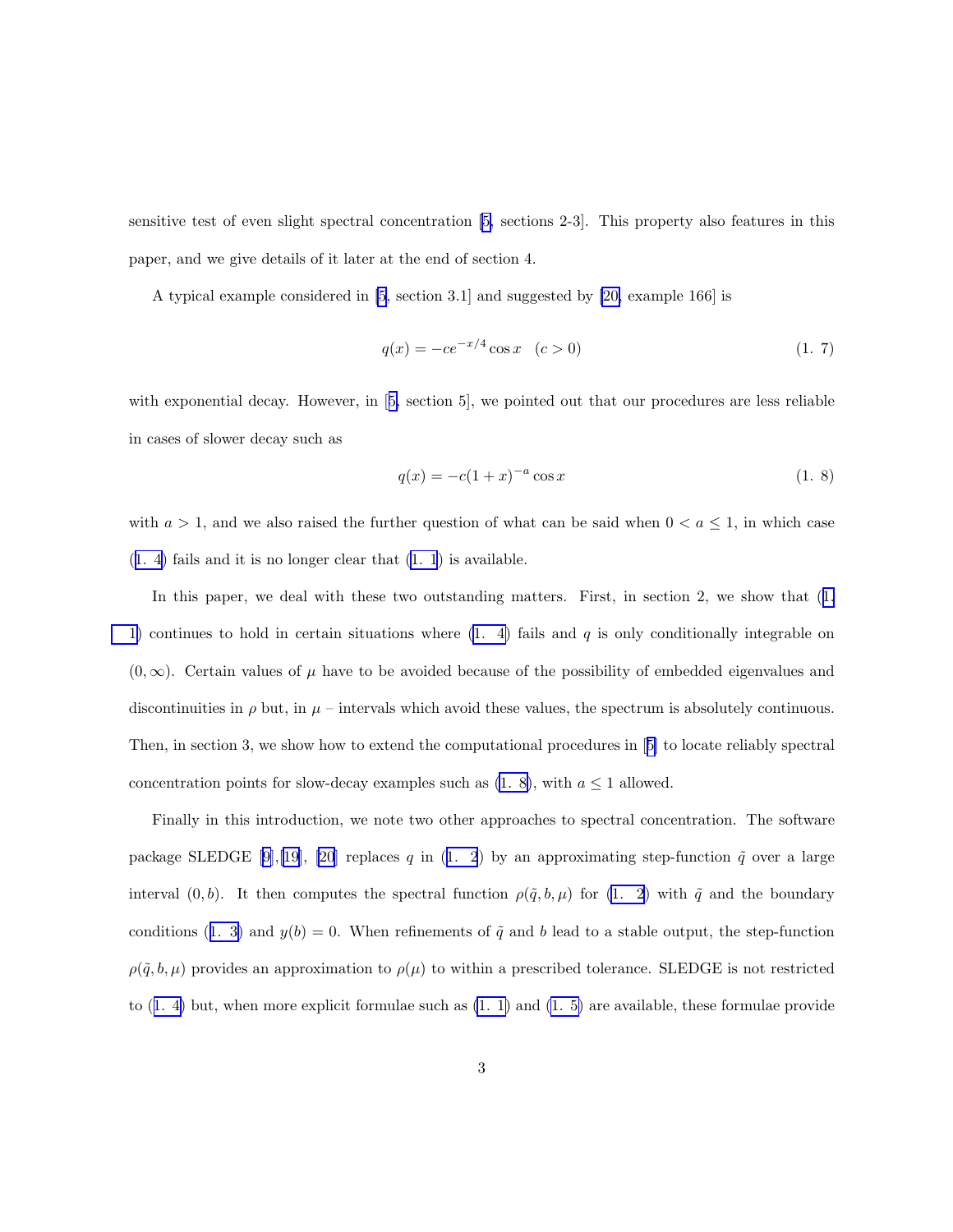sensitive test of even slight spectral concentration [5, sections 2-3]. This property also features in this paper, and we give details of it later at the end of section 4.

A typical example considered in [5, section 3.1] and suggested by [20, example 166] is

$$q(x) = -ce^{-x/4}\cos x \quad (c > 0) \tag{1. 7}$$

with exponential decay. However, in [5, section 5], we pointed out that our procedures are less reliable in cases of slower decay such as

$$q(x) = -c(1+x)^{-a}\cos x \tag{1. 8}$$

with $a > 1$, and we also raised the further question of what can be said when $0 < a \leq 1$, in which case (1. 4) fails and it is no longer clear that (1. 1) is available.

In this paper, we deal with these two outstanding matters. First, in section 2, we show that (1. 1) continues to hold in certain situations where (1. 4) fails and $q$ is only conditionally integrable on $(0, \infty)$. Certain values of $\mu$ have to be avoided because of the possibility of embedded eigenvalues and discontinuities in $\rho$ but, in $\mu$ – intervals which avoid these values, the spectrum is absolutely continuous. Then, in section 3, we show how to extend the computational procedures in [5] to locate reliably spectral concentration points for slow-decay examples such as (1. 8), with $a \leq 1$ allowed.

Finally in this introduction, we note two other approaches to spectral concentration. The software package SLEDGE [9],[19], [20] replaces $q$ in (1. 2) by an approximating step-function $\tilde{q}$ over a large interval $(0, b)$. It then computes the spectral function $\rho(\tilde{q}, b, \mu)$ for (1. 2) with $\tilde{q}$ and the boundary conditions (1. 3) and $y(b) = 0$. When refinements of $\tilde{q}$ and $b$ lead to a stable output, the step-function $\rho(\tilde{q}, b, \mu)$ provides an approximation to $\rho(\mu)$ to within a prescribed tolerance. SLEDGE is not restricted to (1. 4) but, when more explicit formulae such as (1. 1) and (1. 5) are available, these formulae provide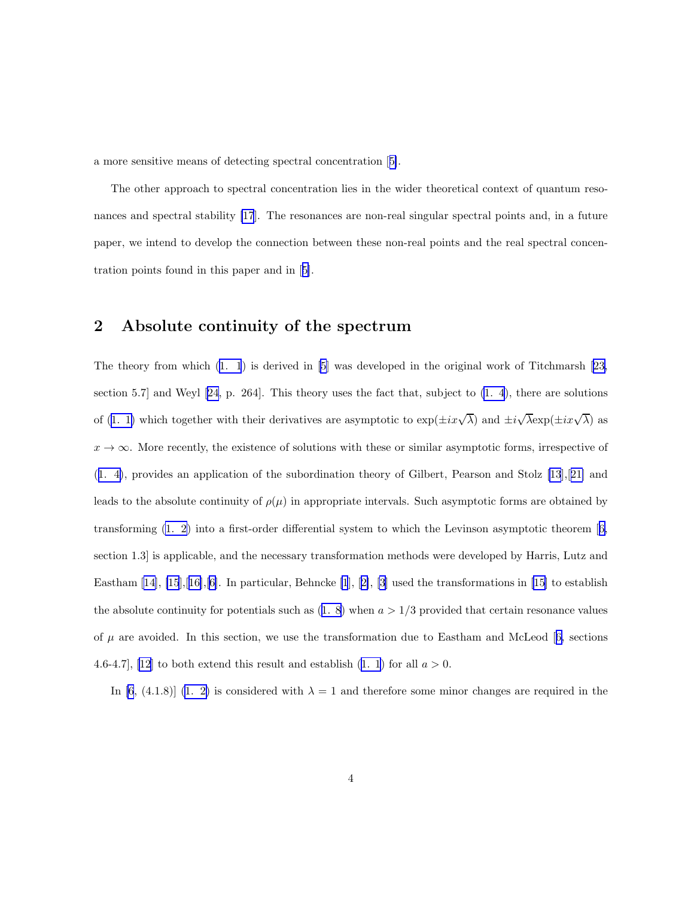a more sensitive means of detecting spectral concentration [5].

The other approach to spectral concentration lies in the wider theoretical context of quantum resonances and spectral stability [17]. The resonances are non-real singular spectral points and, in a future paper, we intend to develop the connection between these non-real points and the real spectral concentration points found in this paper and in [5].

## 2 Absolute continuity of the spectrum

The theory from which (1. 1) is derived in [5] was developed in the original work of Titchmarsh [23, section 5.7] and Weyl [24, p. 264]. This theory uses the fact that, subject to (1. 4), there are solutions of (1. 1) which together with their derivatives are asymptotic to $\exp(\pm ix\sqrt{\lambda})$ and $\pm i\sqrt{\lambda}\exp(\pm ix\sqrt{\lambda})$ as $x \to \infty$. More recently, the existence of solutions with these or similar asymptotic forms, irrespective of (1. 4), provides an application of the subordination theory of Gilbert, Pearson and Stolz [13],[21] and leads to the absolute continuity of $\rho(\mu)$ in appropriate intervals. Such asymptotic forms are obtained by transforming (1. 2) into a first-order differential system to which the Levinson asymptotic theorem [6, section 1.3] is applicable, and the necessary transformation methods were developed by Harris, Lutz and Eastham [14], [15],[16],[6]. In particular, Behncke [1], [2], [3] used the transformations in [15] to establish the absolute continuity for potentials such as (1. 8) when $a > 1/3$ provided that certain resonance values of $\mu$ are avoided. In this section, we use the transformation due to Eastham and McLeod [6, sections 4.6-4.7], [12] to both extend this result and establish (1. 1) for all $a > 0$.

In [6, (4.1.8)] (1. 2) is considered with $\lambda = 1$ and therefore some minor changes are required in the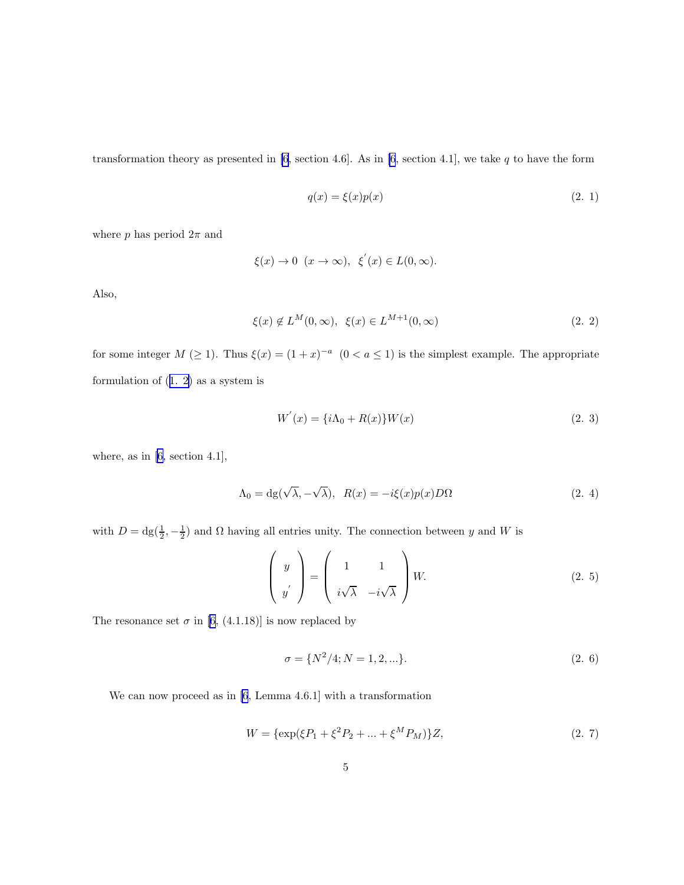transformation theory as presented in [6, section 4.6]. As in [6, section 4.1], we take $q$ to have the form

$$q(x) = \xi(x)p(x) \tag{2. 1}$$

where $p$ has period $2\pi$ and

$$\xi(x) \to 0 \ \ (x \to \infty), \ \ \xi^{'}(x) \in L(0, \infty).$$

Also,

$$\xi(x) \notin L^{M}(0, \infty), \ \ \xi(x) \in L^{M+1}(0, \infty) \tag{2. 2}$$

for some integer $M$ $(\geq 1)$. Thus $\xi(x) = (1 + x)^{-a}$ $(0 < a \leq 1)$ is the simplest example. The appropriate formulation of (1. 2) as a system is

$$W^{'}(x) = \{i\Lambda_0 + R(x)\}W(x) \tag{2. 3}$$

where, as in [6, section 4.1],

$$\Lambda_0 = \text{dg}(\sqrt{\lambda}, -\sqrt{\lambda}), \ \ R(x) = -i\xi(x)p(x)D\Omega \tag{2. 4}$$

with $D = \text{dg}(\frac{1}{2}, -\frac{1}{2})$ and $\Omega$ having all entries unity. The connection between $y$ and $W$ is

$$\begin{pmatrix} y \\ y^{'} \end{pmatrix} = \begin{pmatrix} 1 & 1 \\ i\sqrt{\lambda} & -i\sqrt{\lambda} \end{pmatrix} W. \tag{2. 5}$$

The resonance set $\sigma$ in [6, (4.1.18)] is now replaced by

$$\sigma = \{N^2/4; N = 1, 2, ...\}. \tag{2. 6}$$

We can now proceed as in [6, Lemma 4.6.1] with a transformation

$$W = \{\exp(\xi P_1 + \xi^2 P_2 + ... + \xi^M P_M)\}Z, \tag{2. 7}$$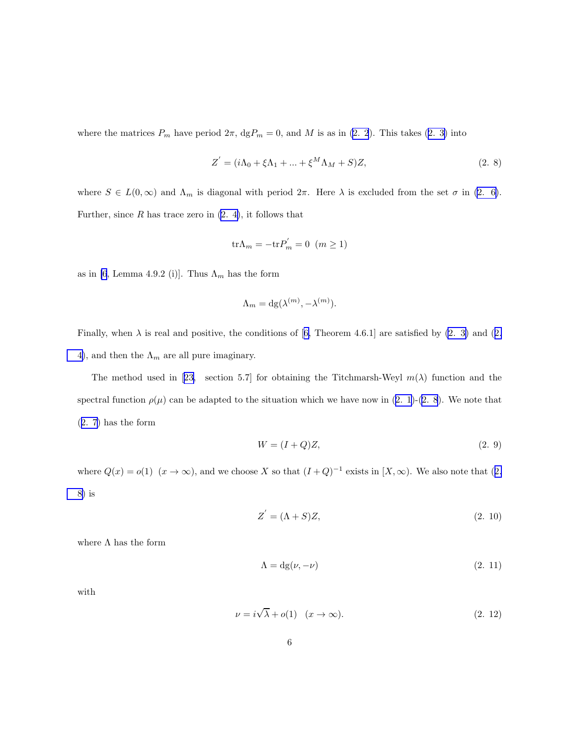where the matrices $P_m$ have period $2\pi$, $\mathrm{dg}P_m = 0$, and $M$ is as in (2. 2). This takes (2. 3) into

$$Z^{'} = (i\Lambda_0 + \xi\Lambda_1 + ... + \xi^M\Lambda_M + S)Z, \tag{2. 8}$$

where $S \in L(0, \infty)$ and $\Lambda_m$ is diagonal with period $2\pi$. Here $\lambda$ is excluded from the set $\sigma$ in (2. 6). Further, since $R$ has trace zero in (2. 4), it follows that

$$\mathrm{tr}\Lambda_m = -\mathrm{tr}P_m^{'} = 0 \ \ (m \geq 1)$$

as in [6, Lemma 4.9.2 (i)]. Thus $\Lambda_m$ has the form

$$\Lambda_m = \mathrm{dg}(\lambda^{(m)}, -\lambda^{(m)}).$$

Finally, when $\lambda$ is real and positive, the conditions of [6, Theorem 4.6.1] are satisfied by (2. 3) and (2. 4), and then the $\Lambda_m$ are all pure imaginary.

The method used in [23, section 5.7] for obtaining the Titchmarsh-Weyl $m(\lambda)$ function and the spectral function $\rho(\mu)$ can be adapted to the situation which we have now in (2. 1)-(2. 8). We note that (2. 7) has the form

$$W = (I + Q)Z, \tag{2. 9}$$

where $Q(x) = o(1) \ \ (x \to \infty)$, and we choose $X$ so that $(I + Q)^{-1}$ exists in $[X, \infty)$. We also note that (2. 8) is

$$Z^{'} = (\Lambda + S)Z, \tag{2. 10}$$

where $\Lambda$ has the form

$$\Lambda = \mathrm{dg}(\nu, -\nu) \tag{2. 11}$$

with

$$\nu = i\sqrt{\lambda} + o(1) \quad (x \to \infty). \tag{2. 12}$$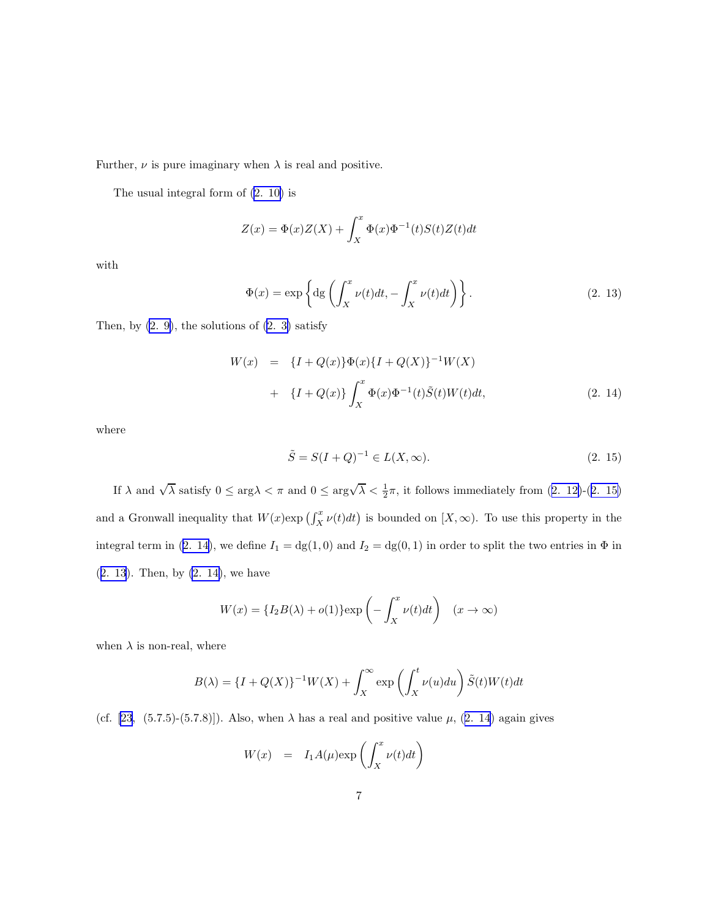Further, $\nu$ is pure imaginary when $\lambda$ is real and positive.

The usual integral form of (2. 10) is

$$Z(x) = \Phi(x)Z(X) + \int_X^x \Phi(x)\Phi^{-1}(t)S(t)Z(t)dt$$

with

$$\Phi(x) = \exp\left\{\mathrm{dg}\left(\int_X^x \nu(t)dt, -\int_X^x \nu(t)dt\right)\right\}. \tag{2. 13}$$

Then, by (2. 9), the solutions of (2. 3) satisfy

$$\begin{aligned} W(x) &= \{I + Q(x)\}\Phi(x)\{I + Q(X)\}^{-1}W(X) \\ &+ \{I + Q(x)\}\int_X^x \Phi(x)\Phi^{-1}(t)\tilde{S}(t)W(t)dt, \end{aligned} \tag{2. 14}$$

where

$$\tilde{S} = S(I + Q)^{-1} \in L(X, \infty). \tag{2. 15}$$

If $\lambda$ and $\sqrt{\lambda}$ satisfy $0 \leq \arg\lambda < \pi$ and $0 \leq \arg\sqrt{\lambda} < \frac{1}{2}\pi$, it follows immediately from (2. 12)-(2. 15) and a Gronwall inequality that $W(x)\exp\left(\int_X^x \nu(t)dt\right)$ is bounded on $[X, \infty)$. To use this property in the integral term in (2. 14), we define $I_1 = \mathrm{dg}(1, 0)$ and $I_2 = \mathrm{dg}(0, 1)$ in order to split the two entries in $\Phi$ in (2. 13). Then, by (2. 14), we have

$$W(x) = \{I_2 B(\lambda) + o(1)\}\exp\left(-\int_X^x \nu(t)dt\right) \quad (x \to \infty)$$

when $\lambda$ is non-real, where

$$B(\lambda) = \{I + Q(X)\}^{-1}W(X) + \int_X^\infty \exp\left(\int_X^t \nu(u)du\right)\tilde{S}(t)W(t)dt$$

(cf. [23, (5.7.5)-(5.7.8)]). Also, when $\lambda$ has a real and positive value $\mu$, (2. 14) again gives

$$W(x) = I_1 A(\mu)\exp\left(\int_X^x \nu(t)dt\right)$$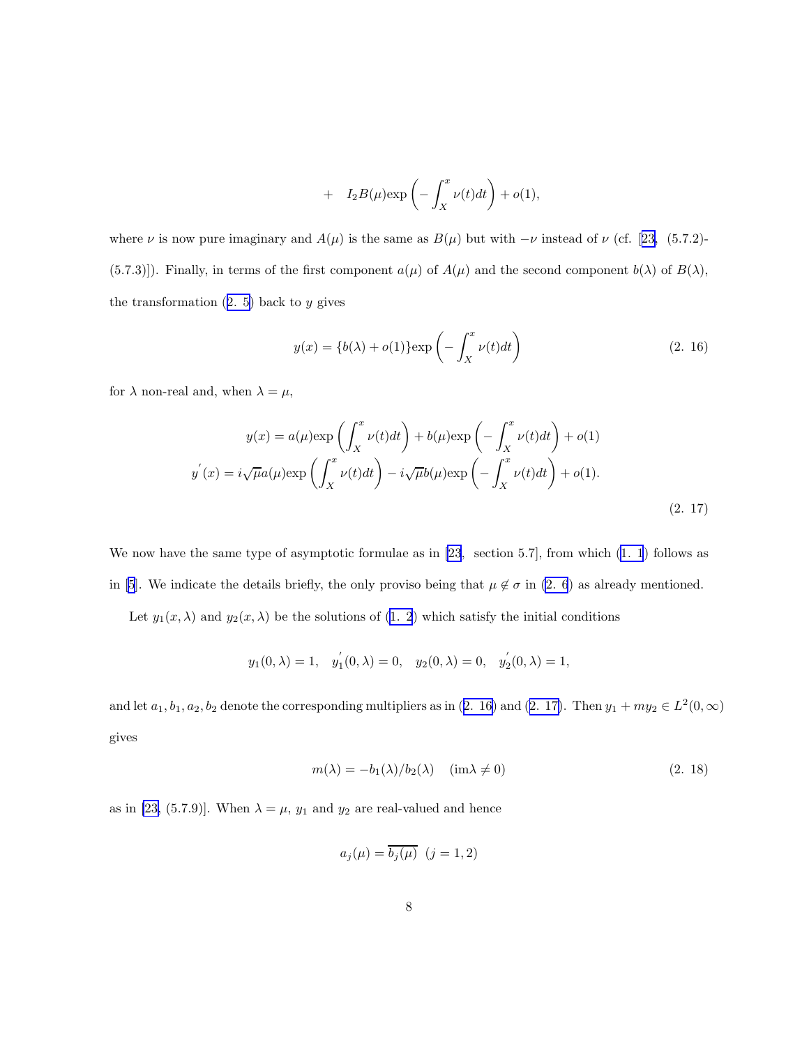$$+ \quad I_2 B(\mu) \exp\left(-\int_X^x \nu(t)dt\right) + o(1),$$

where $\nu$ is now pure imaginary and $A(\mu)$ is the same as $B(\mu)$ but with $-\nu$ instead of $\nu$ (cf. [23, (5.7.2)-(5.7.3)]). Finally, in terms of the first component $a(\mu)$ of $A(\mu)$ and the second component $b(\lambda)$ of $B(\lambda)$, the transformation (2. 5) back to $y$ gives

$$y(x) = \{b(\lambda) + o(1)\} \exp\left(-\int_X^x \nu(t)dt\right) \tag{2. 16}$$

for $\lambda$ non-real and, when $\lambda = \mu$,

$$\begin{aligned} y(x) &= a(\mu)\exp\left(\int_X^x \nu(t)dt\right) + b(\mu)\exp\left(-\int_X^x \nu(t)dt\right) + o(1) \\ y'(x) &= i\sqrt{\mu}a(\mu)\exp\left(\int_X^x \nu(t)dt\right) - i\sqrt{\mu}b(\mu)\exp\left(-\int_X^x \nu(t)dt\right) + o(1). \end{aligned} \tag{2. 17}$$

We now have the same type of asymptotic formulae as in [23, section 5.7], from which (1. 1) follows as in [5]. We indicate the details briefly, the only proviso being that $\mu \notin \sigma$ in (2. 6) as already mentioned.

Let $y_1(x, \lambda)$ and $y_2(x, \lambda)$ be the solutions of (1. 2) which satisfy the initial conditions

$$y_1(0, \lambda) = 1, \quad y_1'(0, \lambda) = 0, \quad y_2(0, \lambda) = 0, \quad y_2'(0, \lambda) = 1,$$

and let $a_1, b_1, a_2, b_2$ denote the corresponding multipliers as in (2. 16) and (2. 17). Then $y_1 + my_2 \in L^2(0, \infty)$ gives

$$m(\lambda) = -b_1(\lambda)/b_2(\lambda) \quad (\text{im}\lambda \neq 0) \tag{2. 18}$$

as in [23, (5.7.9)]. When $\lambda = \mu$, $y_1$ and $y_2$ are real-valued and hence

$$a_j(\mu) = \overline{b_j(\mu)} \;\; (j = 1, 2)$$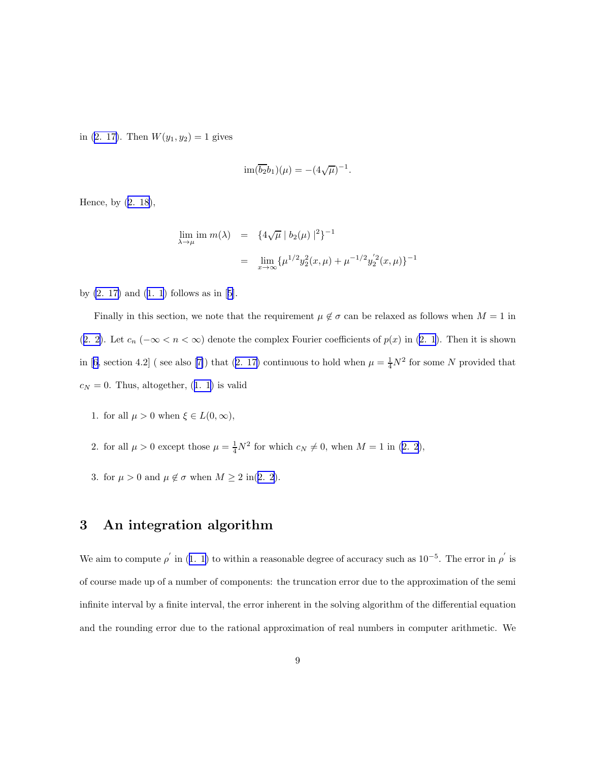in (2. 17). Then $W(y_1, y_2) = 1$ gives

$$\text{im}(\overline{b_2}b_1)(\mu) = -(4\sqrt{\mu})^{-1}.$$

Hence, by (2. 18),

$$\begin{aligned}
\lim_{\lambda \to \mu} \text{im}\, m(\lambda) &= \{4\sqrt{\mu} \mid b_2(\mu) \mid^2\}^{-1} \\
&= \lim_{x \to \infty} \{\mu^{1/2} y_2^2(x,\mu) + \mu^{-1/2} y_2^{'2}(x,\mu)\}^{-1}
\end{aligned}$$

by (2. 17) and (1. 1) follows as in [5].

Finally in this section, we note that the requirement $\mu \notin \sigma$ can be relaxed as follows when $M = 1$ in (2. 2). Let $c_n$ $(-\infty < n < \infty)$ denote the complex Fourier coefficients of $p(x)$ in (2. 1). Then it is shown in [6, section 4.2] ( see also [7]) that (2. 17) continuous to hold when $\mu = \frac{1}{4}N^2$ for some $N$ provided that $c_N = 0$. Thus, altogether, (1. 1) is valid

1. for all $\mu > 0$ when $\xi \in L(0, \infty)$,

2. for all $\mu > 0$ except those $\mu = \frac{1}{4}N^2$ for which $c_N \neq 0$, when $M = 1$ in (2. 2),

3. for $\mu > 0$ and $\mu \notin \sigma$ when $M \geq 2$ in(2. 2).

# 3 An integration algorithm

We aim to compute $\rho^{'}$ in (1. 1) to within a reasonable degree of accuracy such as $10^{-5}$. The error in $\rho^{'}$ is of course made up of a number of components: the truncation error due to the approximation of the semi infinite interval by a finite interval, the error inherent in the solving algorithm of the differential equation and the rounding error due to the rational approximation of real numbers in computer arithmetic. We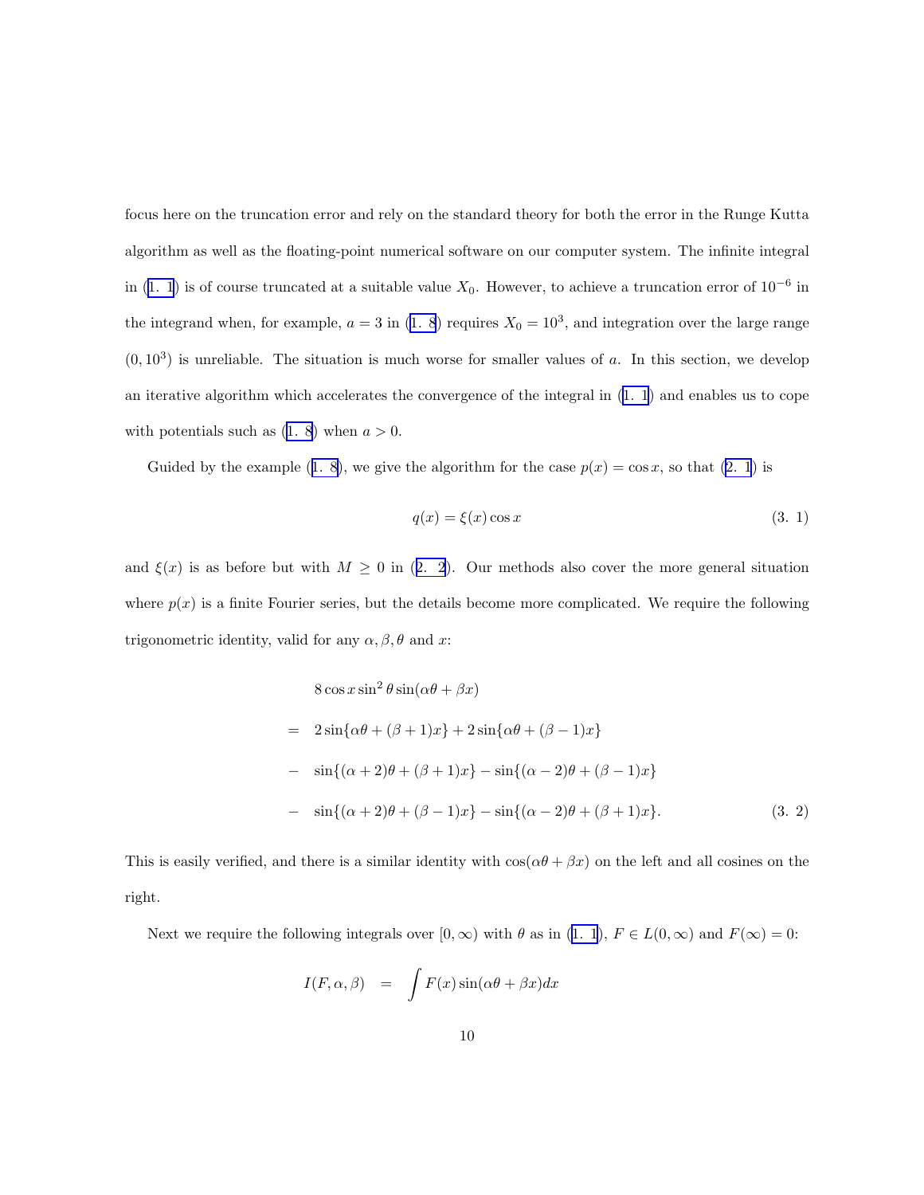focus here on the truncation error and rely on the standard theory for both the error in the Runge Kutta algorithm as well as the floating-point numerical software on our computer system. The infinite integral in (1. 1) is of course truncated at a suitable value $X_0$. However, to achieve a truncation error of $10^{-6}$ in the integrand when, for example, $a = 3$ in (1. 8) requires $X_0 = 10^3$, and integration over the large range $(0, 10^3)$ is unreliable. The situation is much worse for smaller values of $a$. In this section, we develop an iterative algorithm which accelerates the convergence of the integral in (1. 1) and enables us to cope with potentials such as (1. 8) when $a > 0$.

Guided by the example (1. 8), we give the algorithm for the case $p(x) = \cos x$, so that (2. 1) is

$$q(x) = \xi(x) \cos x \tag{3. 1}$$

and $\xi(x)$ is as before but with $M \geq 0$ in (2. 2). Our methods also cover the more general situation where $p(x)$ is a finite Fourier series, but the details become more complicated. We require the following trigonometric identity, valid for any $\alpha, \beta, \theta$ and $x$:

$$\begin{aligned}
& 8 \cos x \sin^2 \theta \sin(\alpha\theta + \beta x) \\
= \quad & 2 \sin\{\alpha\theta + (\beta + 1)x\} + 2 \sin\{\alpha\theta + (\beta - 1)x\} \\
- \quad & \sin\{(\alpha + 2)\theta + (\beta + 1)x\} - \sin\{(\alpha - 2)\theta + (\beta - 1)x\} \\
- \quad & \sin\{(\alpha + 2)\theta + (\beta - 1)x\} - \sin\{(\alpha - 2)\theta + (\beta + 1)x\}.
\end{aligned} \tag{3. 2}$$

This is easily verified, and there is a similar identity with $\cos(\alpha\theta + \beta x)$ on the left and all cosines on the right.

Next we require the following integrals over $[0, \infty)$ with $\theta$ as in (1. 1), $F \in L(0, \infty)$ and $F(\infty) = 0$:

$$I(F, \alpha, \beta) \quad = \quad \int F(x) \sin(\alpha\theta + \beta x) dx$$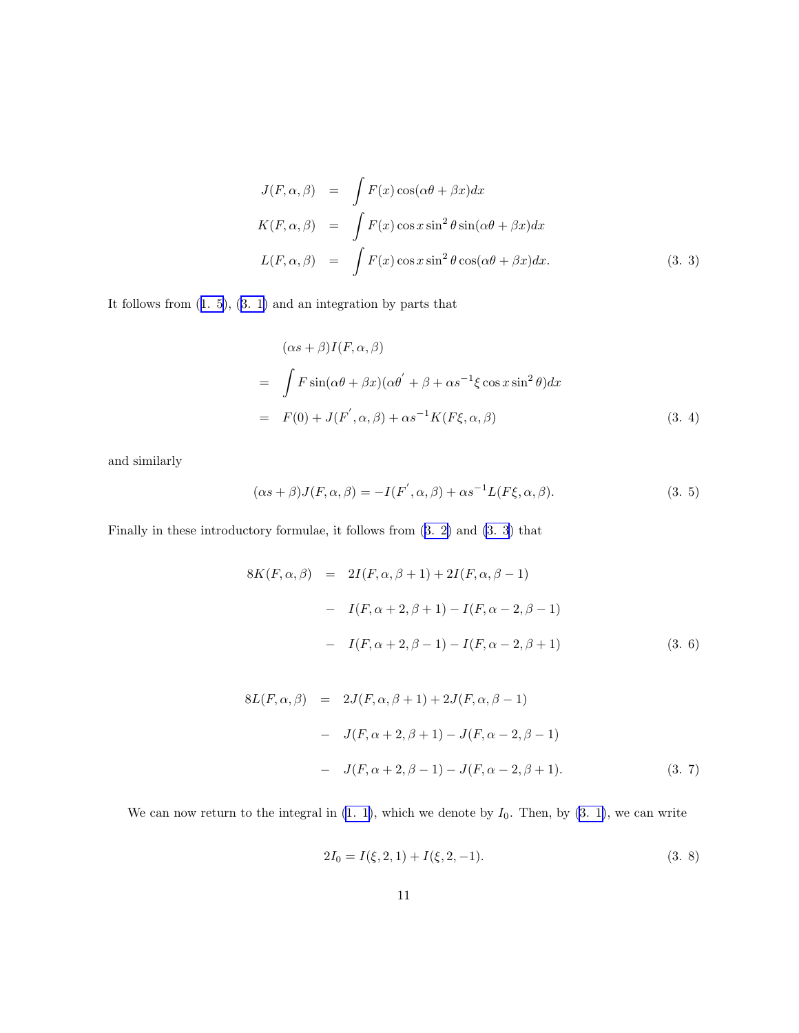$$
\begin{aligned}
J(F,\alpha,\beta) &= \int F(x)\cos(\alpha\theta+\beta x)dx \\
K(F,\alpha,\beta) &= \int F(x)\cos x\sin^2\theta\sin(\alpha\theta+\beta x)dx \\
L(F,\alpha,\beta) &= \int F(x)\cos x\sin^2\theta\cos(\alpha\theta+\beta x)dx. \qquad (3.\ 3)
\end{aligned}
$$

It follows from (1. 5), (3. 1) and an integration by parts that

$$
\begin{aligned}
&(\alpha s+\beta)I(F,\alpha,\beta) \\
=\ & \int F\sin(\alpha\theta+\beta x)(\alpha\theta^{'}+\beta+\alpha s^{-1}\xi\cos x\sin^2\theta)dx \\
=\ & F(0)+J(F^{'},\alpha,\beta)+\alpha s^{-1}K(F\xi,\alpha,\beta) \qquad (3.\ 4)
\end{aligned}
$$

and similarly

$$
(\alpha s+\beta)J(F,\alpha,\beta) = -I(F^{'},\alpha,\beta)+\alpha s^{-1}L(F\xi,\alpha,\beta). \qquad (3.\ 5)
$$

Finally in these introductory formulae, it follows from (3. 2) and (3. 3) that

$$
\begin{aligned}
8K(F,\alpha,\beta) &= 2I(F,\alpha,\beta+1)+2I(F,\alpha,\beta-1) \\
&- I(F,\alpha+2,\beta+1)-I(F,\alpha-2,\beta-1) \\
&- I(F,\alpha+2,\beta-1)-I(F,\alpha-2,\beta+1) \qquad (3.\ 6)
\end{aligned}
$$

$$
\begin{aligned}
8L(F,\alpha,\beta) &= 2J(F,\alpha,\beta+1)+2J(F,\alpha,\beta-1) \\
&- J(F,\alpha+2,\beta+1)-J(F,\alpha-2,\beta-1) \\
&- J(F,\alpha+2,\beta-1)-J(F,\alpha-2,\beta+1). \qquad (3.\ 7)
\end{aligned}
$$

We can now return to the integral in (1. 1), which we denote by $I_0$. Then, by (3. 1), we can write

$$
2I_0 = I(\xi,2,1)+I(\xi,2,-1). \qquad (3.\ 8)
$$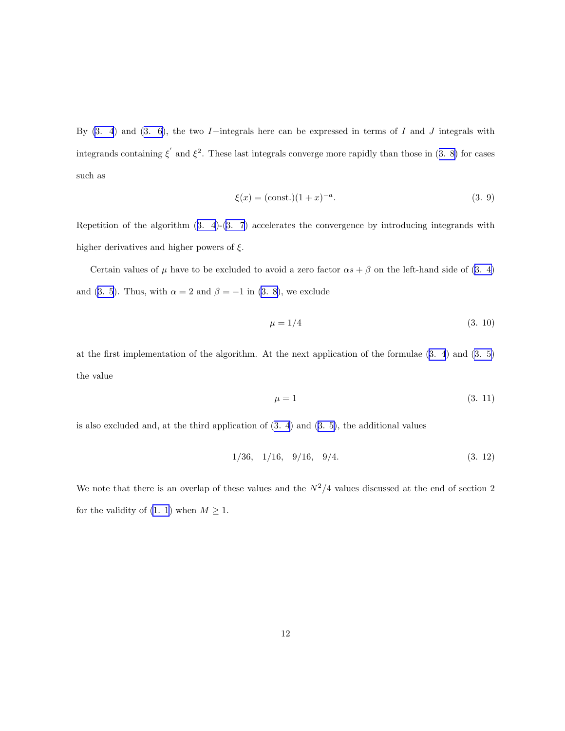By (3. 4) and (3. 6), the two $I-$integrals here can be expressed in terms of $I$ and $J$ integrals with integrands containing $\xi^{'}$ and $\xi^2$. These last integrals converge more rapidly than those in (3. 8) for cases such as

$$\xi(x) = (\text{const.})(1 + x)^{-a}. \tag{3. 9}$$

Repetition of the algorithm (3. 4)-(3. 7) accelerates the convergence by introducing integrands with higher derivatives and higher powers of $\xi$.

Certain values of $\mu$ have to be excluded to avoid a zero factor $\alpha s + \beta$ on the left-hand side of (3. 4) and (3. 5). Thus, with $\alpha = 2$ and $\beta = -1$ in (3. 8), we exclude

$$\mu = 1/4 \tag{3. 10}$$

at the first implementation of the algorithm. At the next application of the formulae (3. 4) and (3. 5) the value

$$\mu = 1 \tag{3. 11}$$

is also excluded and, at the third application of (3. 4) and (3. 5), the additional values

$$1/36, \quad 1/16, \quad 9/16, \quad 9/4. \tag{3. 12}$$

We note that there is an overlap of these values and the $N^2/4$ values discussed at the end of section 2 for the validity of (1. 1) when $M \geq 1$.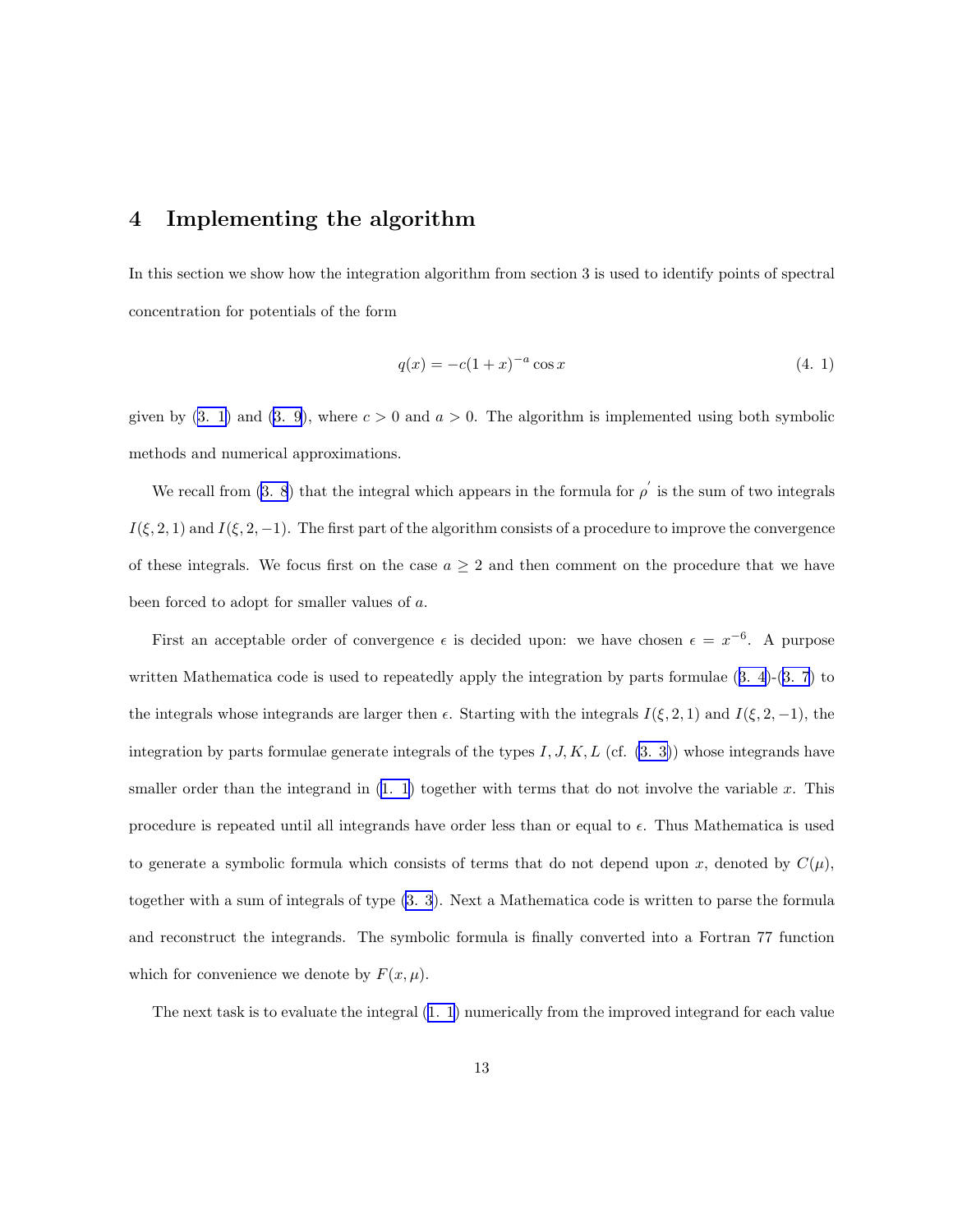## 4 Implementing the algorithm

In this section we show how the integration algorithm from section 3 is used to identify points of spectral concentration for potentials of the form

$$q(x) = -c(1+x)^{-a}\cos x \tag{4. 1}$$

given by (3. 1) and (3. 9), where $c > 0$ and $a > 0$. The algorithm is implemented using both symbolic methods and numerical approximations.

We recall from (3. 8) that the integral which appears in the formula for $\rho'$ is the sum of two integrals $I(\xi, 2, 1)$ and $I(\xi, 2, -1)$. The first part of the algorithm consists of a procedure to improve the convergence of these integrals. We focus first on the case $a \geq 2$ and then comment on the procedure that we have been forced to adopt for smaller values of $a$.

First an acceptable order of convergence $\epsilon$ is decided upon: we have chosen $\epsilon = x^{-6}$. A purpose written Mathematica code is used to repeatedly apply the integration by parts formulae (3. 4)-(3. 7) to the integrals whose integrands are larger then $\epsilon$. Starting with the integrals $I(\xi, 2, 1)$ and $I(\xi, 2, -1)$, the integration by parts formulae generate integrals of the types $I, J, K, L$ (cf. (3. 3)) whose integrands have smaller order than the integrand in (1. 1) together with terms that do not involve the variable $x$. This procedure is repeated until all integrands have order less than or equal to $\epsilon$. Thus Mathematica is used to generate a symbolic formula which consists of terms that do not depend upon $x$, denoted by $C(\mu)$, together with a sum of integrals of type (3. 3). Next a Mathematica code is written to parse the formula and reconstruct the integrands. The symbolic formula is finally converted into a Fortran 77 function which for convenience we denote by $F(x, \mu)$.

The next task is to evaluate the integral (1. 1) numerically from the improved integrand for each value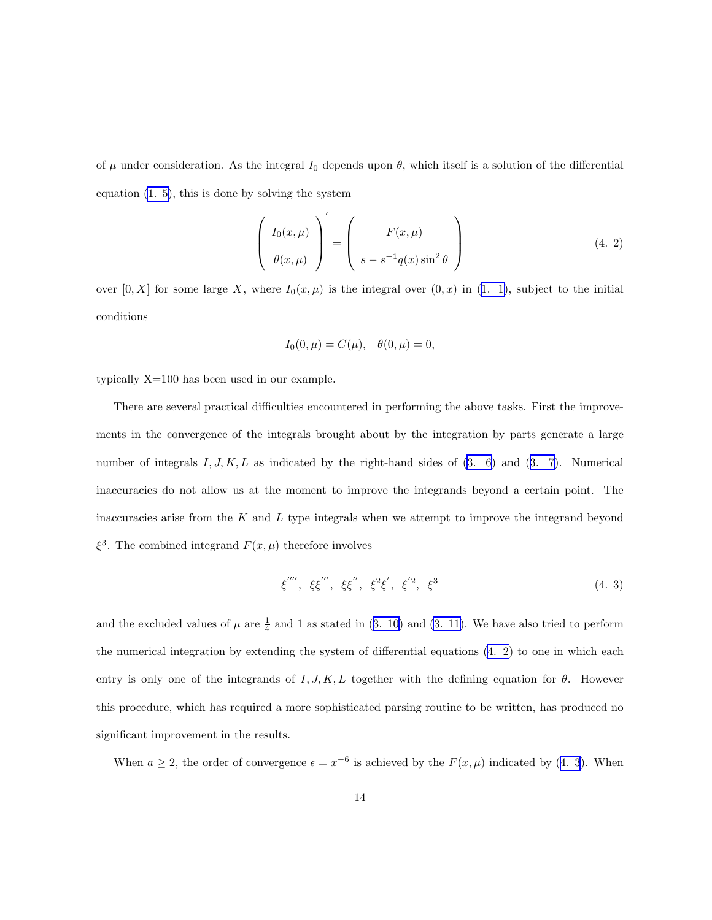of $\mu$ under consideration. As the integral $I_0$ depends upon $\theta$, which itself is a solution of the differential equation (1. 5), this is done by solving the system

$$\begin{pmatrix} I_0(x,\mu) \\ \\ \theta(x,\mu) \end{pmatrix}' = \begin{pmatrix} F(x,\mu) \\ \\ s - s^{-1}q(x)\sin^2\theta \end{pmatrix} \tag{4. 2}$$

over $[0, X]$ for some large $X$, where $I_0(x,\mu)$ is the integral over $(0, x)$ in (1. 1), subject to the initial conditions

$$I_0(0,\mu) = C(\mu), \quad \theta(0,\mu) = 0,$$

typically X=100 has been used in our example.

There are several practical difficulties encountered in performing the above tasks. First the improvements in the convergence of the integrals brought about by the integration by parts generate a large number of integrals $I, J, K, L$ as indicated by the right-hand sides of (3. 6) and (3. 7). Numerical inaccuracies do not allow us at the moment to improve the integrands beyond a certain point. The inaccuracies arise from the $K$ and $L$ type integrals when we attempt to improve the integrand beyond $\xi^3$. The combined integrand $F(x,\mu)$ therefore involves

$$\xi'''', \ \ \xi\xi''', \ \ \xi\xi'', \ \ \xi^2\xi', \ \ \xi'^2, \ \ \xi^3 \tag{4. 3}$$

and the excluded values of $\mu$ are $\frac{1}{4}$ and 1 as stated in (3. 10) and (3. 11). We have also tried to perform the numerical integration by extending the system of differential equations (4. 2) to one in which each entry is only one of the integrands of $I, J, K, L$ together with the defining equation for $\theta$. However this procedure, which has required a more sophisticated parsing routine to be written, has produced no significant improvement in the results.

When $a \geq 2$, the order of convergence $\epsilon = x^{-6}$ is achieved by the $F(x,\mu)$ indicated by (4. 3). When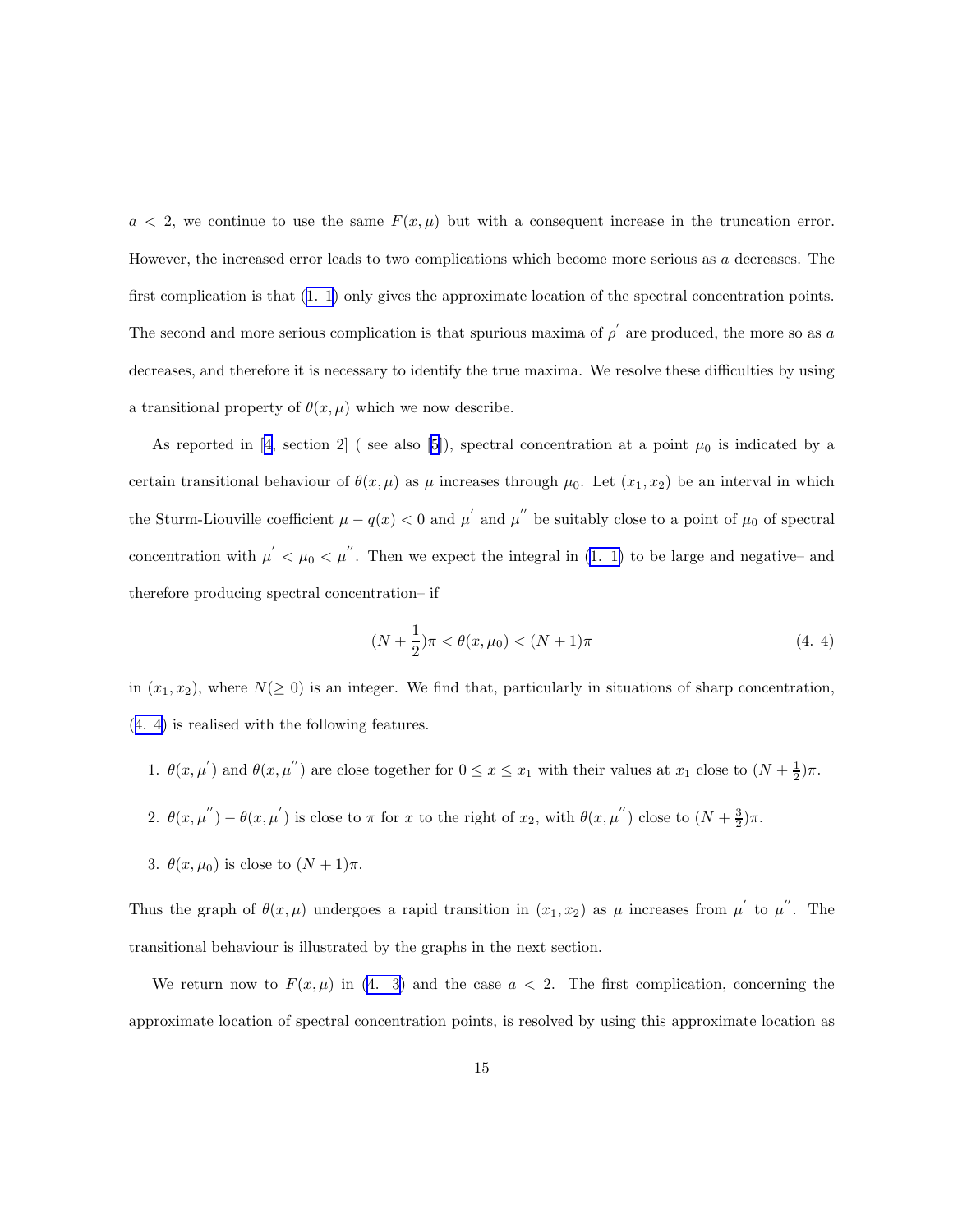$a < 2$, we continue to use the same $F(x, \mu)$ but with a consequent increase in the truncation error. However, the increased error leads to two complications which become more serious as $a$ decreases. The first complication is that (1. 1) only gives the approximate location of the spectral concentration points. The second and more serious complication is that spurious maxima of $\rho^{'}$ are produced, the more so as $a$ decreases, and therefore it is necessary to identify the true maxima. We resolve these difficulties by using a transitional property of $\theta(x, \mu)$ which we now describe.

As reported in [4, section 2] ( see also [5]), spectral concentration at a point $\mu_0$ is indicated by a certain transitional behaviour of $\theta(x, \mu)$ as $\mu$ increases through $\mu_0$. Let $(x_1, x_2)$ be an interval in which the Sturm-Liouville coefficient $\mu - q(x) < 0$ and $\mu^{'}$ and $\mu^{''}$ be suitably close to a point of $\mu_0$ of spectral concentration with $\mu^{'} < \mu_0 < \mu^{''}$. Then we expect the integral in (1. 1) to be large and negative– and therefore producing spectral concentration– if

$$(N + \frac{1}{2})\pi < \theta(x, \mu_0) < (N + 1)\pi \tag{4. 4}$$

in $(x_1, x_2)$, where $N(\geq 0)$ is an integer. We find that, particularly in situations of sharp concentration, (4. 4) is realised with the following features.

1. $\theta(x, \mu^{'})$ and $\theta(x, \mu^{''})$ are close together for $0 \leq x \leq x_1$ with their values at $x_1$ close to $(N + \frac{1}{2})\pi$.
2. $\theta(x, \mu^{''}) - \theta(x, \mu^{'})$ is close to $\pi$ for $x$ to the right of $x_2$, with $\theta(x, \mu^{''})$ close to $(N + \frac{3}{2})\pi$.
3. $\theta(x, \mu_0)$ is close to $(N + 1)\pi$.

Thus the graph of $\theta(x, \mu)$ undergoes a rapid transition in $(x_1, x_2)$ as $\mu$ increases from $\mu^{'}$ to $\mu^{''}$. The transitional behaviour is illustrated by the graphs in the next section.

We return now to $F(x, \mu)$ in (4. 3) and the case $a < 2$. The first complication, concerning the approximate location of spectral concentration points, is resolved by using this approximate location as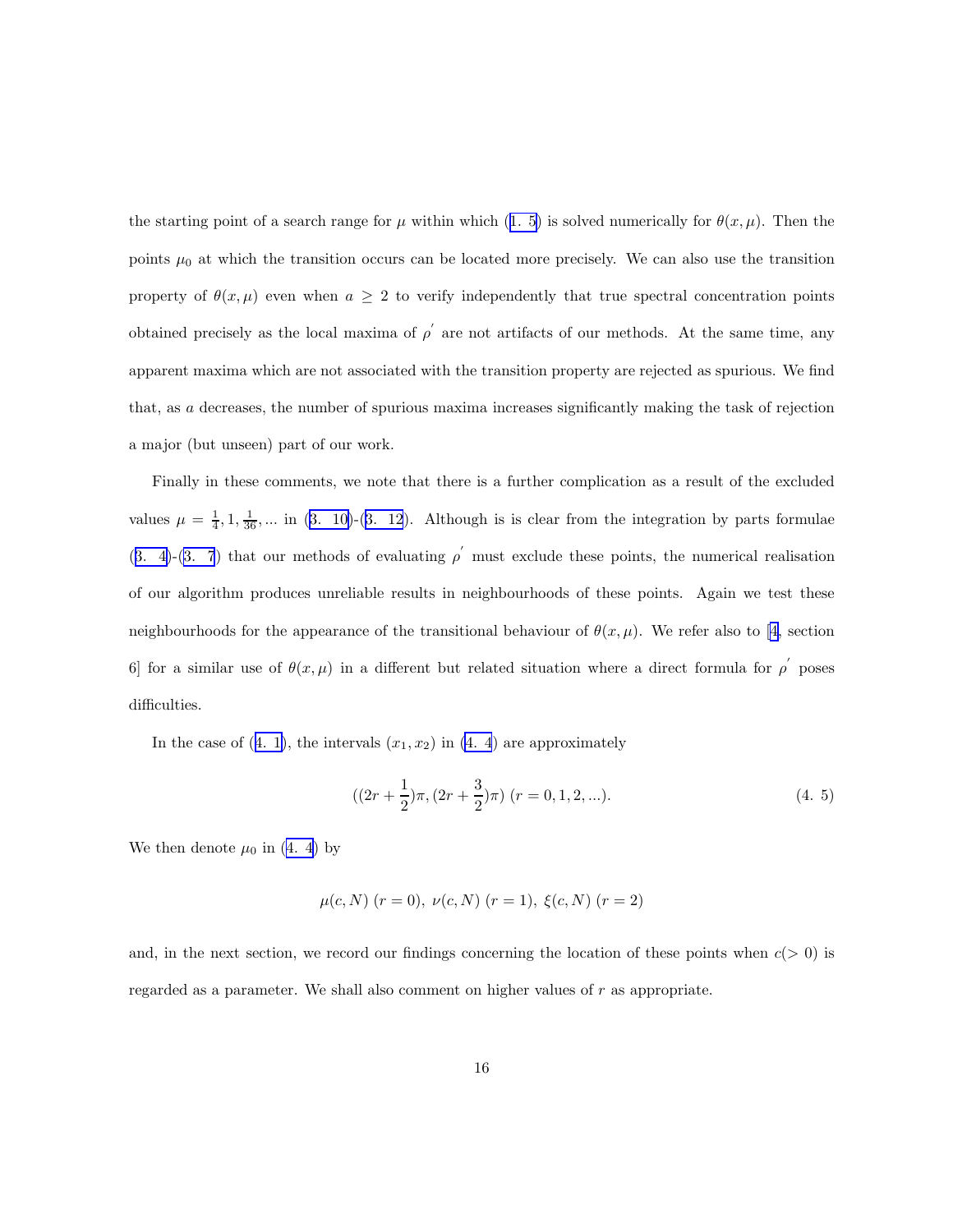the starting point of a search range for $\mu$ within which (1. 5) is solved numerically for $\theta(x, \mu)$. Then the points $\mu_0$ at which the transition occurs can be located more precisely. We can also use the transition property of $\theta(x, \mu)$ even when $a \geq 2$ to verify independently that true spectral concentration points obtained precisely as the local maxima of $\rho^{'}$ are not artifacts of our methods. At the same time, any apparent maxima which are not associated with the transition property are rejected as spurious. We find that, as $a$ decreases, the number of spurious maxima increases significantly making the task of rejection a major (but unseen) part of our work.

Finally in these comments, we note that there is a further complication as a result of the excluded values $\mu = \frac{1}{4}, 1, \frac{1}{36}, ...$ in (3. 10)-(3. 12). Although is is clear from the integration by parts formulae (3. 4)-(3. 7) that our methods of evaluating $\rho^{'}$ must exclude these points, the numerical realisation of our algorithm produces unreliable results in neighbourhoods of these points. Again we test these neighbourhoods for the appearance of the transitional behaviour of $\theta(x, \mu)$. We refer also to [4, section 6] for a similar use of $\theta(x, \mu)$ in a different but related situation where a direct formula for $\rho^{'}$ poses difficulties.

In the case of (4. 1), the intervals $(x_1, x_2)$ in (4. 4) are approximately

$$((2r + \frac{1}{2})\pi, (2r + \frac{3}{2})\pi) \ (r = 0, 1, 2, ...). \tag{4. 5}$$

We then denote $\mu_0$ in (4. 4) by

$$\mu(c, N) \ (r = 0), \ \nu(c, N) \ (r = 1), \ \xi(c, N) \ (r = 2)$$

and, in the next section, we record our findings concerning the location of these points when $c (> 0)$ is regarded as a parameter. We shall also comment on higher values of $r$ as appropriate.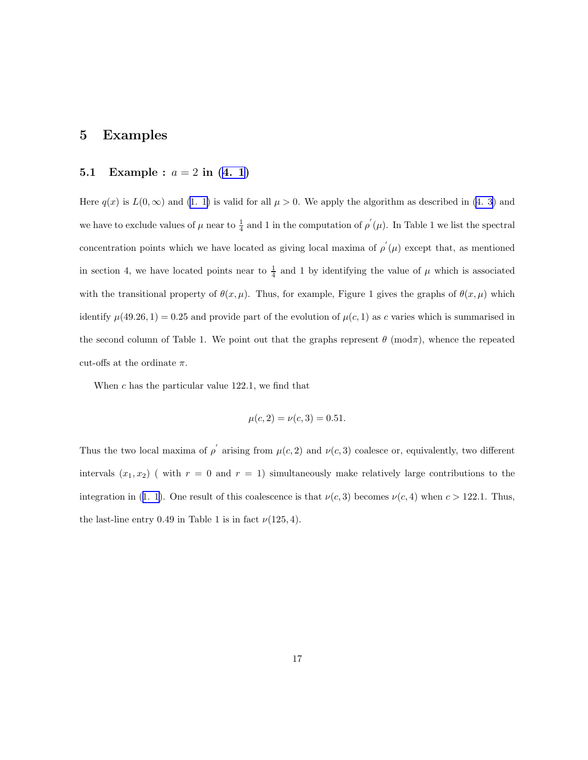# 5 Examples

## 5.1 Example : $a = 2$ in (4. 1)

Here $q(x)$ is $L(0, \infty)$ and (1. 1) is valid for all $\mu > 0$. We apply the algorithm as described in (4. 3) and we have to exclude values of $\mu$ near to $\frac{1}{4}$ and 1 in the computation of $\rho^{'}(\mu)$. In Table 1 we list the spectral concentration points which we have located as giving local maxima of $\rho^{'}(\mu)$ except that, as mentioned in section 4, we have located points near to $\frac{1}{4}$ and 1 by identifying the value of $\mu$ which is associated with the transitional property of $\theta(x, \mu)$. Thus, for example, Figure 1 gives the graphs of $\theta(x, \mu)$ which identify $\mu(49.26, 1) = 0.25$ and provide part of the evolution of $\mu(c, 1)$ as $c$ varies which is summarised in the second column of Table 1. We point out that the graphs represent $\theta \ (\mathrm{mod}\pi)$, whence the repeated cut-offs at the ordinate $\pi$.

When $c$ has the particular value 122.1, we find that

$$\mu(c, 2) = \nu(c, 3) = 0.51.$$

Thus the two local maxima of $\rho^{'}$ arising from $\mu(c, 2)$ and $\nu(c, 3)$ coalesce or, equivalently, two different intervals $(x_1, x_2)$ ( with $r = 0$ and $r = 1$) simultaneously make relatively large contributions to the integration in (1. 1). One result of this coalescence is that $\nu(c, 3)$ becomes $\nu(c, 4)$ when $c > 122.1$. Thus, the last-line entry 0.49 in Table 1 is in fact $\nu(125, 4)$.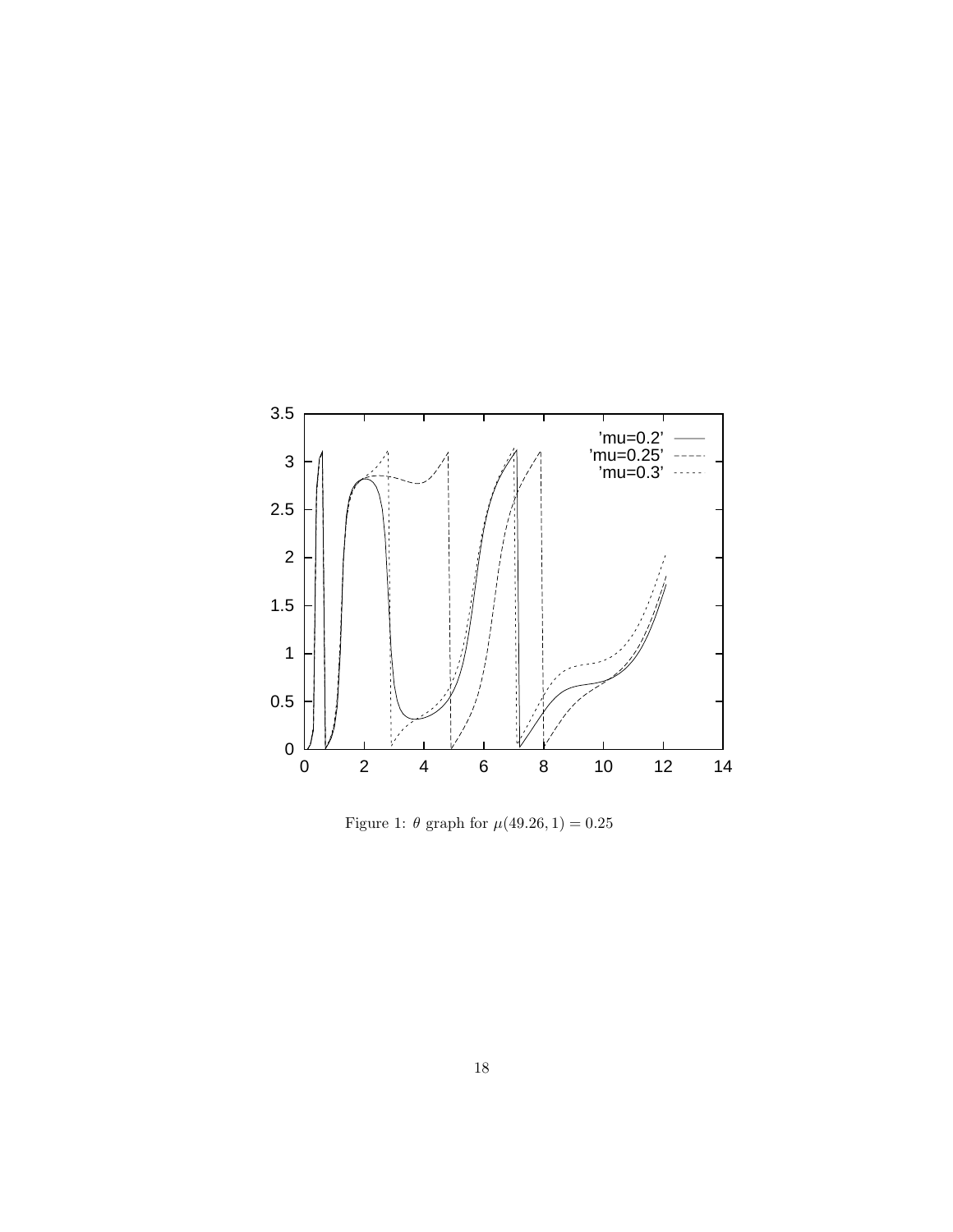Figure 1: $\theta$ graph for $\mu(49.26, 1) = 0.25$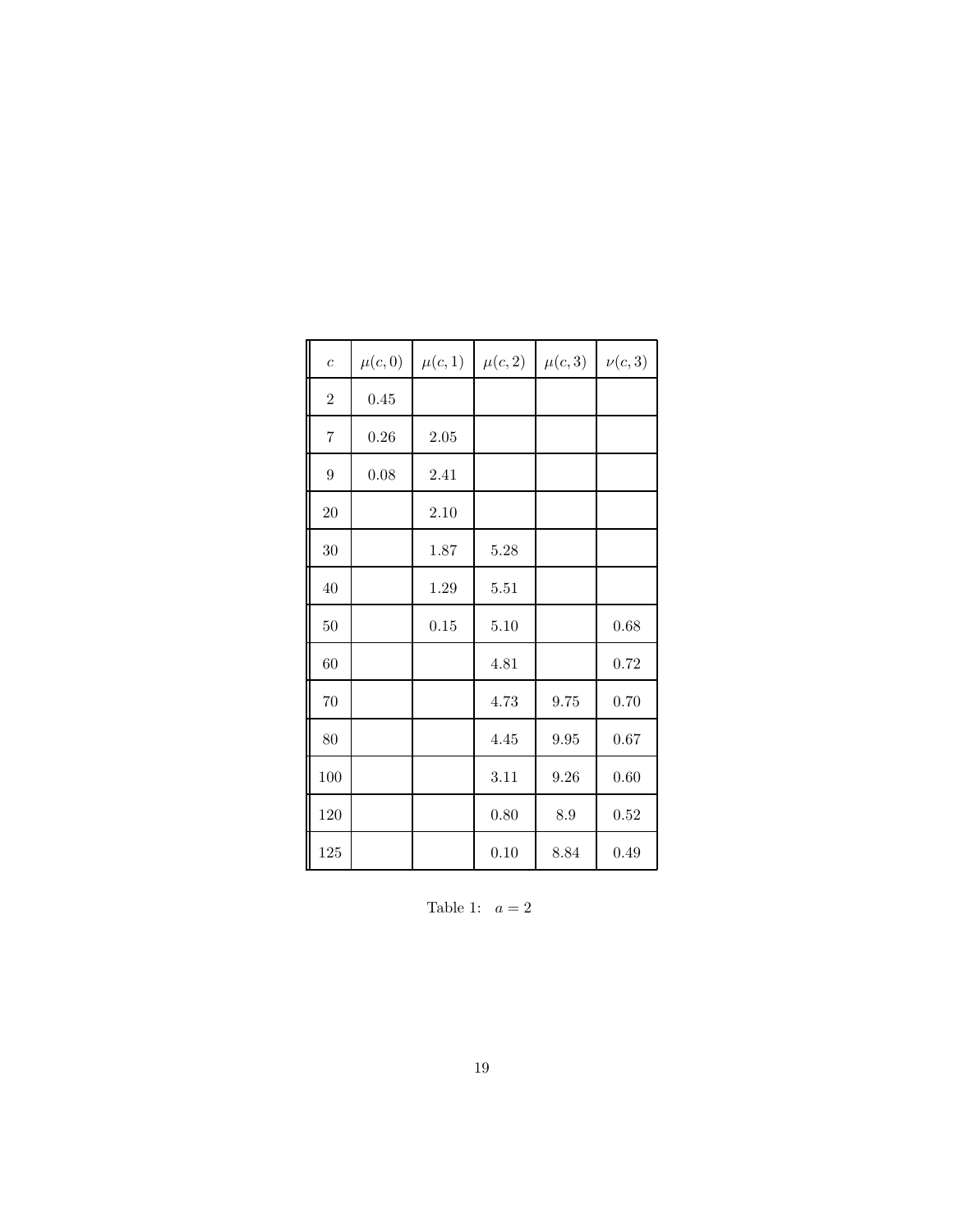| $c$ | $\mu(c,0)$ | $\mu(c,1)$ | $\mu(c,2)$ | $\mu(c,3)$ | $\nu(c,3)$ |
|---|---|---|---|---|---|
| 2 | 0.45 | | | | |
| 7 | 0.26 | 2.05 | | | |
| 9 | 0.08 | 2.41 | | | |
| 20 | | 2.10 | | | |
| 30 | | 1.87 | 5.28 | | |
| 40 | | 1.29 | 5.51 | | |
| 50 | | 0.15 | 5.10 | | 0.68 |
| 60 | | | 4.81 | | 0.72 |
| 70 | | | 4.73 | 9.75 | 0.70 |
| 80 | | | 4.45 | 9.95 | 0.67 |
| 100 | | | 3.11 | 9.26 | 0.60 |
| 120 | | | 0.80 | 8.9 | 0.52 |
| 125 | | | 0.10 | 8.84 | 0.49 |

Table 1: $a = 2$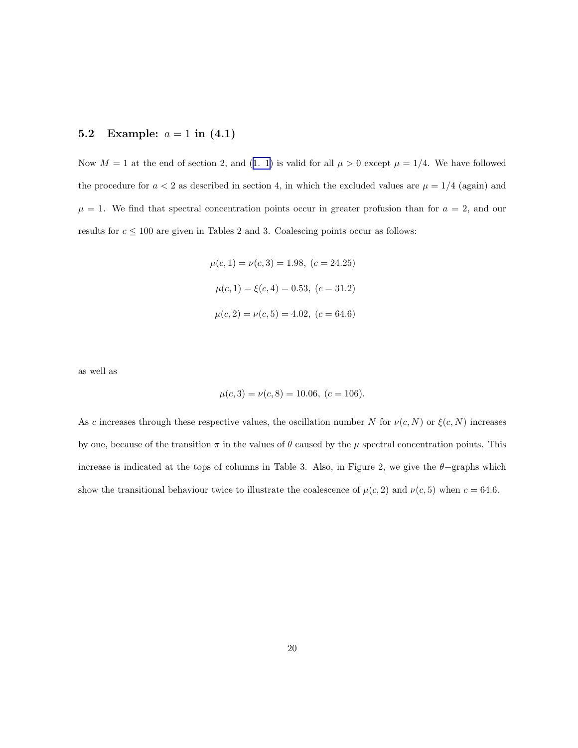## 5.2 Example: $a = 1$ in (4.1)

Now $M = 1$ at the end of section 2, and (1. 1) is valid for all $\mu > 0$ except $\mu = 1/4$. We have followed the procedure for $a < 2$ as described in section 4, in which the excluded values are $\mu = 1/4$ (again) and $\mu = 1$. We find that spectral concentration points occur in greater profusion than for $a = 2$, and our results for $c \leq 100$ are given in Tables 2 and 3. Coalescing points occur as follows:

$$\mu(c, 1) = \nu(c, 3) = 1.98, \ (c = 24.25)$$

$$\mu(c, 1) = \xi(c, 4) = 0.53, \ (c = 31.2)$$

$$\mu(c, 2) = \nu(c, 5) = 4.02, \ (c = 64.6)$$

as well as

$$\mu(c, 3) = \nu(c, 8) = 10.06, \ (c = 106).$$

As $c$ increases through these respective values, the oscillation number $N$ for $\nu(c, N)$ or $\xi(c, N)$ increases by one, because of the transition $\pi$ in the values of $\theta$ caused by the $\mu$ spectral concentration points. This increase is indicated at the tops of columns in Table 3. Also, in Figure 2, we give the $\theta-$graphs which show the transitional behaviour twice to illustrate the coalescence of $\mu(c, 2)$ and $\nu(c, 5)$ when $c = 64.6$.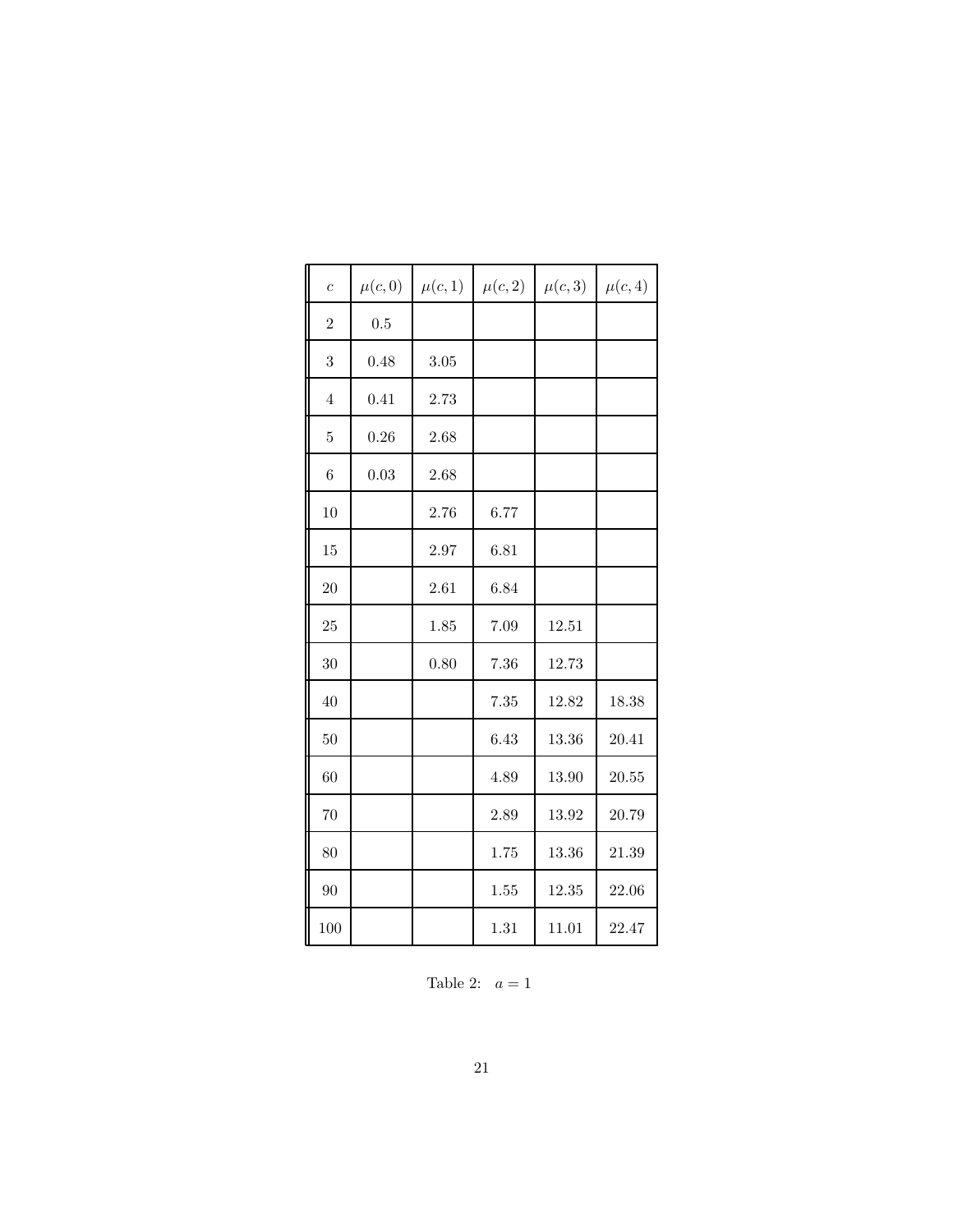| $c$ | $\mu(c,0)$ | $\mu(c,1)$ | $\mu(c,2)$ | $\mu(c,3)$ | $\mu(c,4)$ |
|---|---|---|---|---|---|
| 2 | 0.5 | | | | |
| 3 | 0.48 | 3.05 | | | |
| 4 | 0.41 | 2.73 | | | |
| 5 | 0.26 | 2.68 | | | |
| 6 | 0.03 | 2.68 | | | |
| 10 | | 2.76 | 6.77 | | |
| 15 | | 2.97 | 6.81 | | |
| 20 | | 2.61 | 6.84 | | |
| 25 | | 1.85 | 7.09 | 12.51 | |
| 30 | | 0.80 | 7.36 | 12.73 | |
| 40 | | | 7.35 | 12.82 | 18.38 |
| 50 | | | 6.43 | 13.36 | 20.41 |
| 60 | | | 4.89 | 13.90 | 20.55 |
| 70 | | | 2.89 | 13.92 | 20.79 |
| 80 | | | 1.75 | 13.36 | 21.39 |
| 90 | | | 1.55 | 12.35 | 22.06 |
| 100 | | | 1.31 | 11.01 | 22.47 |

Table 2: $a = 1$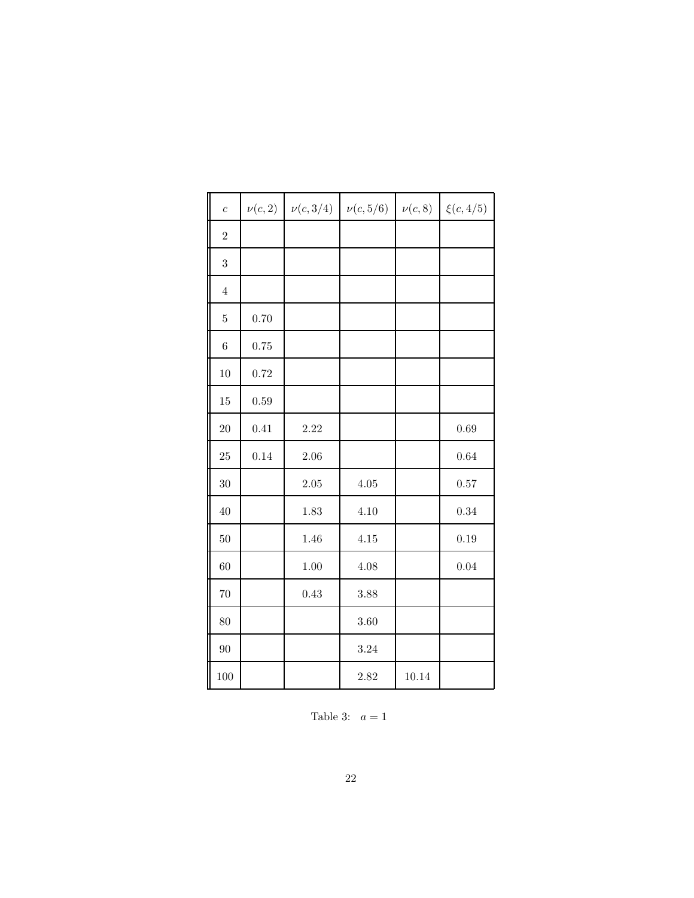| $c$ | $\nu(c,2)$ | $\nu(c,3/4)$ | $\nu(c,5/6)$ | $\nu(c,8)$ | $\xi(c,4/5)$ |
|---|---|---|---|---|---|
| 2 | | | | | |
| 3 | | | | | |
| 4 | | | | | |
| 5 | 0.70 | | | | |
| 6 | 0.75 | | | | |
| 10 | 0.72 | | | | |
| 15 | 0.59 | | | | |
| 20 | 0.41 | 2.22 | | | 0.69 |
| 25 | 0.14 | 2.06 | | | 0.64 |
| 30 | | 2.05 | 4.05 | | 0.57 |
| 40 | | 1.83 | 4.10 | | 0.34 |
| 50 | | 1.46 | 4.15 | | 0.19 |
| 60 | | 1.00 | 4.08 | | 0.04 |
| 70 | | 0.43 | 3.88 | | |
| 80 | | | 3.60 | | |
| 90 | | | 3.24 | | |
| 100 | | | 2.82 | 10.14 | |

Table 3: $a = 1$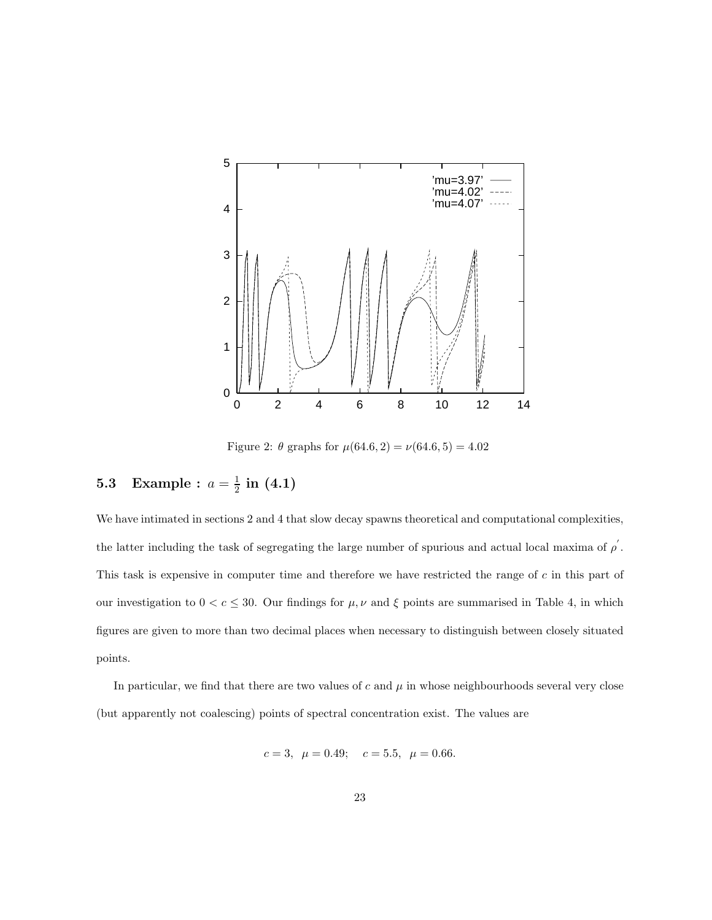Figure 2: $\theta$ graphs for $\mu(64.6, 2) = \nu(64.6, 5) = 4.02$

### 5.3 Example : $a = \frac{1}{2}$ in (4.1)

We have intimated in sections 2 and 4 that slow decay spawns theoretical and computational complexities, the latter including the task of segregating the large number of spurious and actual local maxima of $\rho'$. This task is expensive in computer time and therefore we have restricted the range of $c$ in this part of our investigation to $0 < c \leq 30$. Our findings for $\mu, \nu$ and $\xi$ points are summarised in Table 4, in which figures are given to more than two decimal places when necessary to distinguish between closely situated points.

In particular, we find that there are two values of $c$ and $\mu$ in whose neighbourhoods several very close (but apparently not coalescing) points of spectral concentration exist. The values are

$$c = 3, \;\; \mu = 0.49; \quad c = 5.5, \;\; \mu = 0.66.$$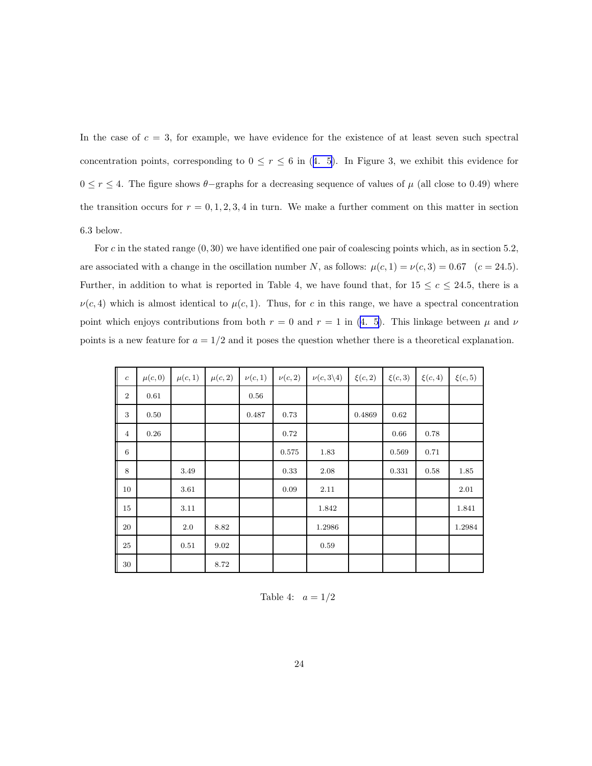In the case of $c = 3$, for example, we have evidence for the existence of at least seven such spectral concentration points, corresponding to $0 \leq r \leq 6$ in (4. 5). In Figure 3, we exhibit this evidence for $0 \leq r \leq 4$. The figure shows $\theta-$graphs for a decreasing sequence of values of $\mu$ (all close to 0.49) where the transition occurs for $r = 0, 1, 2, 3, 4$ in turn. We make a further comment on this matter in section 6.3 below.

For $c$ in the stated range $(0, 30)$ we have identified one pair of coalescing points which, as in section 5.2, are associated with a change in the oscillation number $N$, as follows: $\mu(c, 1) = \nu(c, 3) = 0.67 \quad (c = 24.5)$. Further, in addition to what is reported in Table 4, we have found that, for $15 \leq c \leq 24.5$, there is a $\nu(c, 4)$ which is almost identical to $\mu(c, 1)$. Thus, for $c$ in this range, we have a spectral concentration point which enjoys contributions from both $r = 0$ and $r = 1$ in (4. 5). This linkage between $\mu$ and $\nu$ points is a new feature for $a = 1/2$ and it poses the question whether there is a theoretical explanation.

| $c$ | $\mu(c,0)$ | $\mu(c,1)$ | $\mu(c,2)$ | $\nu(c,1)$ | $\nu(c,2)$ | $\nu(c,3\backslash 4)$ | $\xi(c,2)$ | $\xi(c,3)$ | $\xi(c,4)$ | $\xi(c,5)$ |
|---|---|---|---|---|---|---|---|---|---|---|
| 2 | 0.61 | | | 0.56 | | | | | | |
| 3 | 0.50 | | | 0.487 | 0.73 | | 0.4869 | 0.62 | | |
| 4 | 0.26 | | | | 0.72 | | | 0.66 | 0.78 | |
| 6 | | | | | 0.575 | 1.83 | | 0.569 | 0.71 | |
| 8 | | 3.49 | | | 0.33 | 2.08 | | 0.331 | 0.58 | 1.85 |
| 10 | | 3.61 | | | 0.09 | 2.11 | | | | 2.01 |
| 15 | | 3.11 | | | | 1.842 | | | | 1.841 |
| 20 | | 2.0 | 8.82 | | | 1.2986 | | | | 1.2984 |
| 25 | | 0.51 | 9.02 | | | 0.59 | | | | |
| 30 | | | 8.72 | | | | | | | |

Table 4: $a = 1/2$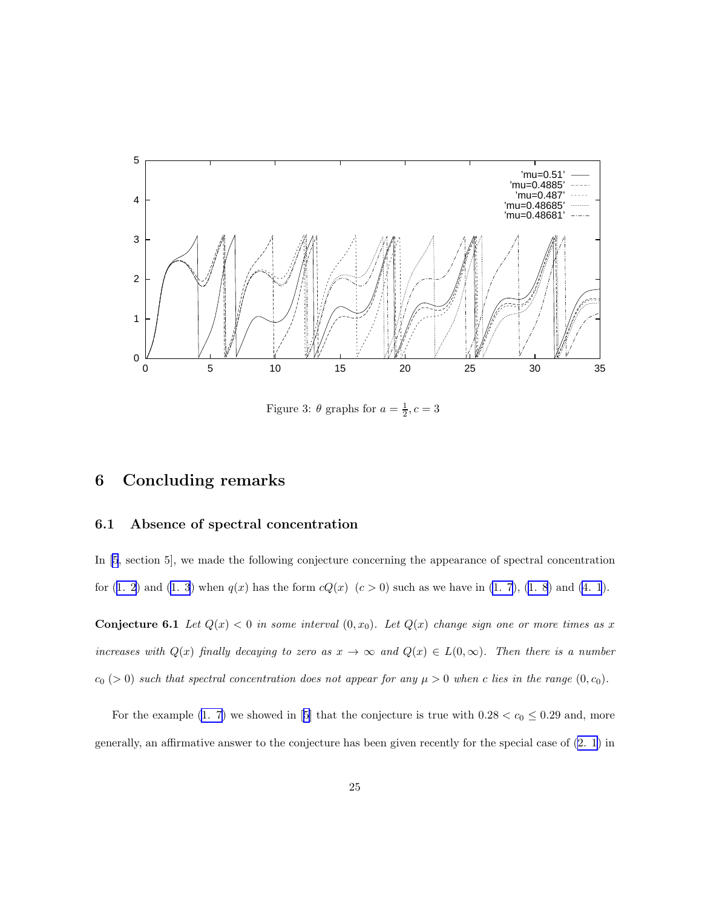Figure 3: $\theta$ graphs for $a = \frac{1}{2}, c = 3$

## 6 Concluding remarks

### 6.1 Absence of spectral concentration

In [5, section 5], we made the following conjecture concerning the appearance of spectral concentration for (1. 2) and (1. 3) when $q(x)$ has the form $cQ(x)$ $(c > 0)$ such as we have in (1. 7), (1. 8) and (4. 1).

**Conjecture 6.1** *Let $Q(x) < 0$ in some interval $(0, x_0)$. Let $Q(x)$ change sign one or more times as $x$ increases with $Q(x)$ finally decaying to zero as $x \to \infty$ and $Q(x) \in L(0, \infty)$. Then there is a number $c_0$ $(> 0)$ such that spectral concentration does not appear for any $\mu > 0$ when $c$ lies in the range $(0, c_0)$.*

For the example (1. 7) we showed in [5] that the conjecture is true with $0.28 < c_0 \leq 0.29$ and, more generally, an affirmative answer to the conjecture has been given recently for the special case of (2. 1) in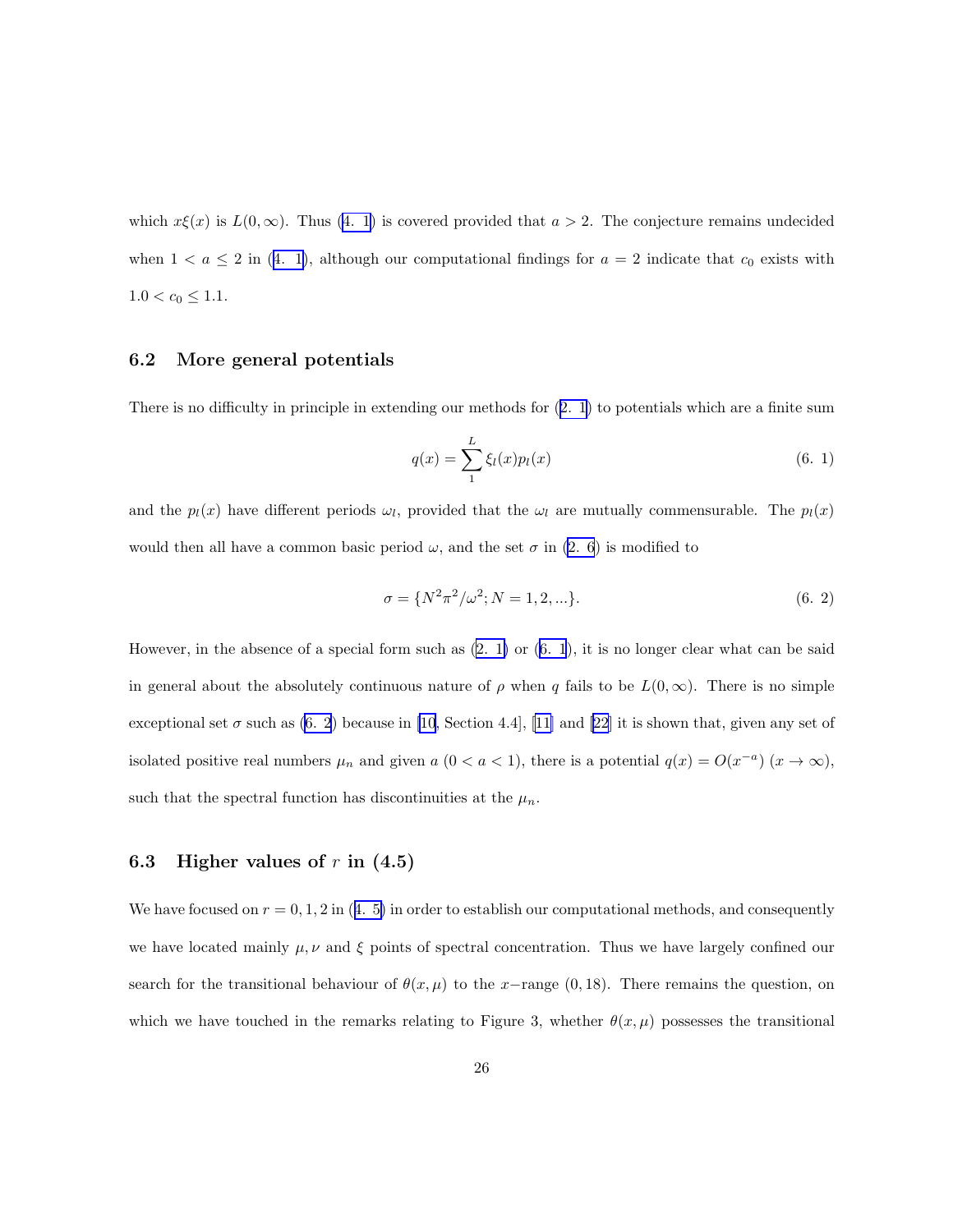which $x\xi(x)$ is $L(0,\infty)$. Thus (4. 1) is covered provided that $a > 2$. The conjecture remains undecided when $1 < a \leq 2$ in (4. 1), although our computational findings for $a = 2$ indicate that $c_0$ exists with $1.0 < c_0 \leq 1.1$.

### 6.2 More general potentials

There is no difficulty in principle in extending our methods for (2. 1) to potentials which are a finite sum

$$q(x) = \sum_{1}^{L} \xi_l(x) p_l(x) \tag{6. 1}$$

and the $p_l(x)$ have different periods $\omega_l$, provided that the $\omega_l$ are mutually commensurable. The $p_l(x)$ would then all have a common basic period $\omega$, and the set $\sigma$ in (2. 6) is modified to

$$\sigma = \{N^2\pi^2/\omega^2; N = 1, 2, ...\}. \tag{6. 2}$$

However, in the absence of a special form such as (2. 1) or (6. 1), it is no longer clear what can be said in general about the absolutely continuous nature of $\rho$ when $q$ fails to be $L(0,\infty)$. There is no simple exceptional set $\sigma$ such as (6. 2) because in [10, Section 4.4], [11] and [22] it is shown that, given any set of isolated positive real numbers $\mu_n$ and given $a$ $(0 < a < 1)$, there is a potential $q(x) = O(x^{-a})$ $(x \to \infty)$, such that the spectral function has discontinuities at the $\mu_n$.

### 6.3 Higher values of $r$ in (4.5)

We have focused on $r = 0, 1, 2$ in (4. 5) in order to establish our computational methods, and consequently we have located mainly $\mu, \nu$ and $\xi$ points of spectral concentration. Thus we have largely confined our search for the transitional behaviour of $\theta(x,\mu)$ to the $x-$range $(0, 18)$. There remains the question, on which we have touched in the remarks relating to Figure 3, whether $\theta(x,\mu)$ possesses the transitional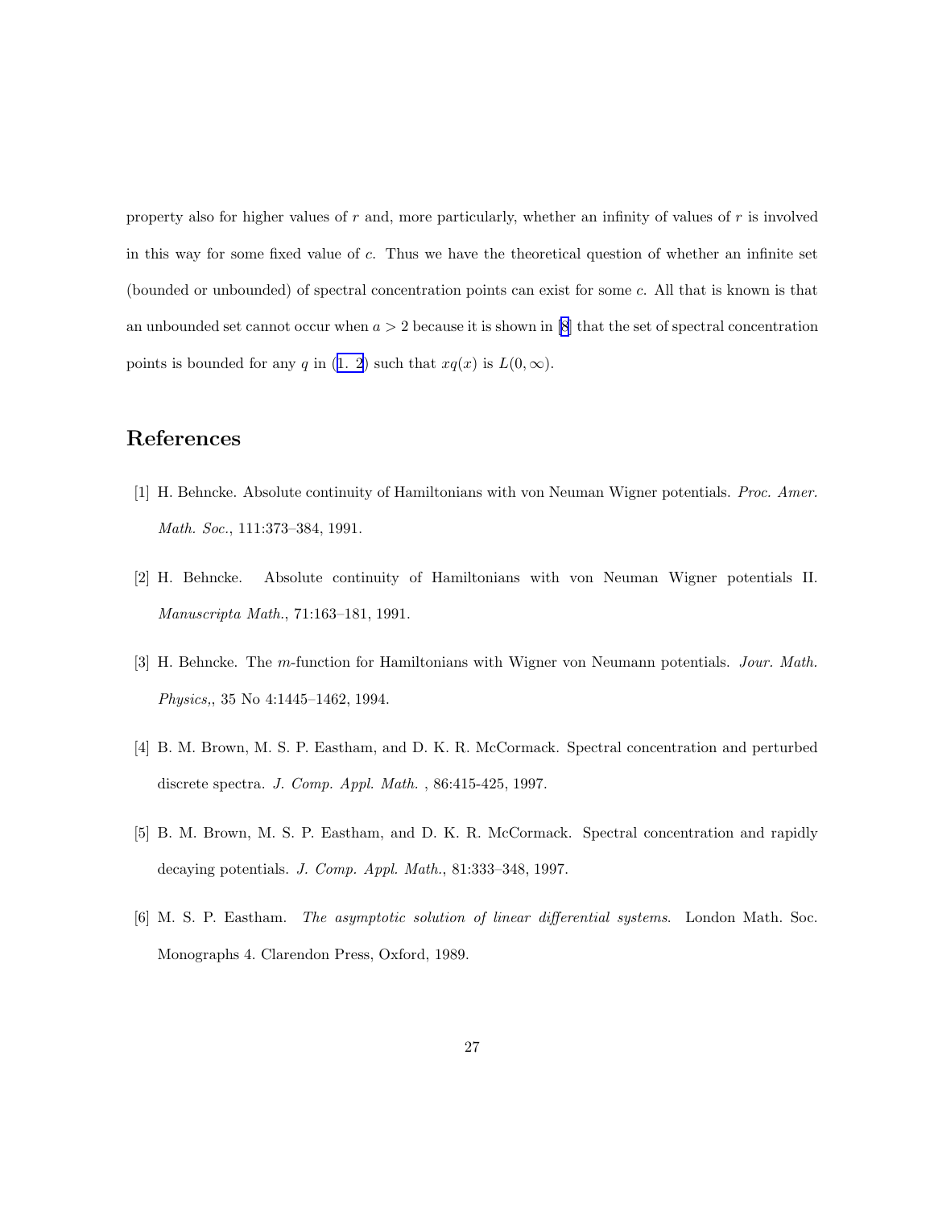property also for higher values of $r$ and, more particularly, whether an infinity of values of $r$ is involved in this way for some fixed value of $c$. Thus we have the theoretical question of whether an infinite set (bounded or unbounded) of spectral concentration points can exist for some $c$. All that is known is that an unbounded set cannot occur when $a > 2$ because it is shown in [8] that the set of spectral concentration points is bounded for any $q$ in (1. 2) such that $xq(x)$ is $L(0, \infty)$.

## References

[1] H. Behncke. Absolute continuity of Hamiltonians with von Neuman Wigner potentials. *Proc. Amer. Math. Soc.*, 111:373–384, 1991.

[2] H. Behncke. Absolute continuity of Hamiltonians with von Neuman Wigner potentials II. *Manuscripta Math.*, 71:163–181, 1991.

[3] H. Behncke. The $m$-function for Hamiltonians with Wigner von Neumann potentials. *Jour. Math. Physics,*, 35 No 4:1445–1462, 1994.

[4] B. M. Brown, M. S. P. Eastham, and D. K. R. McCormack. Spectral concentration and perturbed discrete spectra. *J. Comp. Appl. Math.* , 86:415-425, 1997.

[5] B. M. Brown, M. S. P. Eastham, and D. K. R. McCormack. Spectral concentration and rapidly decaying potentials. *J. Comp. Appl. Math.*, 81:333–348, 1997.

[6] M. S. P. Eastham. *The asymptotic solution of linear differential systems*. London Math. Soc. Monographs 4. Clarendon Press, Oxford, 1989.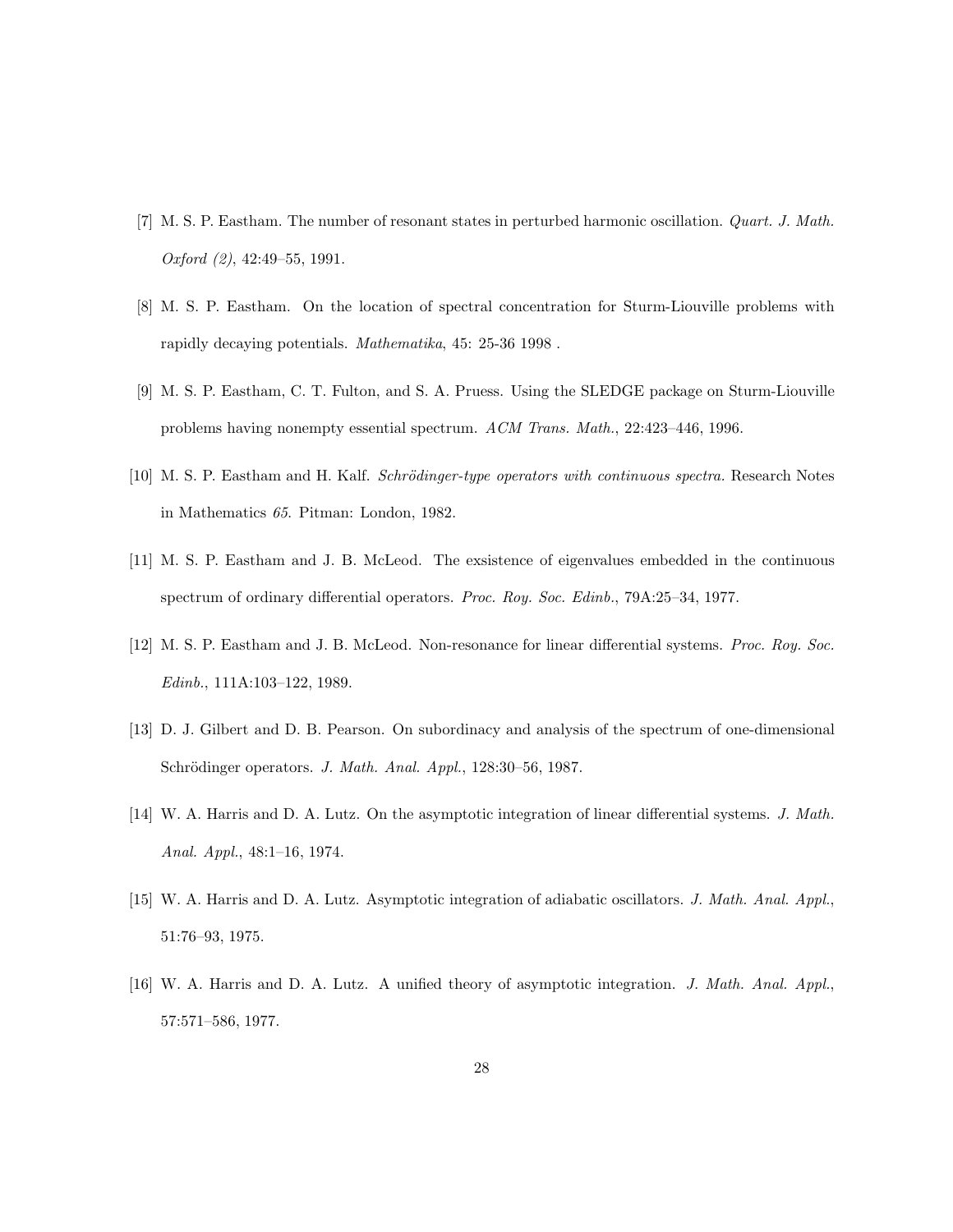[7] M. S. P. Eastham. The number of resonant states in perturbed harmonic oscillation. *Quart. J. Math. Oxford (2)*, 42:49–55, 1991.

[8] M. S. P. Eastham. On the location of spectral concentration for Sturm-Liouville problems with rapidly decaying potentials. *Mathematika*, 45: 25-36 1998 .

[9] M. S. P. Eastham, C. T. Fulton, and S. A. Pruess. Using the SLEDGE package on Sturm-Liouville problems having nonempty essential spectrum. *ACM Trans. Math.*, 22:423–446, 1996.

[10] M. S. P. Eastham and H. Kalf. *Schrödinger-type operators with continuous spectra.* Research Notes in Mathematics *65*. Pitman: London, 1982.

[11] M. S. P. Eastham and J. B. McLeod. The exsistence of eigenvalues embedded in the continuous spectrum of ordinary differential operators. *Proc. Roy. Soc. Edinb.*, 79A:25–34, 1977.

[12] M. S. P. Eastham and J. B. McLeod. Non-resonance for linear differential systems. *Proc. Roy. Soc. Edinb.*, 111A:103–122, 1989.

[13] D. J. Gilbert and D. B. Pearson. On subordinacy and analysis of the spectrum of one-dimensional Schrödinger operators. *J. Math. Anal. Appl.*, 128:30–56, 1987.

[14] W. A. Harris and D. A. Lutz. On the asymptotic integration of linear differential systems. *J. Math. Anal. Appl.*, 48:1–16, 1974.

[15] W. A. Harris and D. A. Lutz. Asymptotic integration of adiabatic oscillators. *J. Math. Anal. Appl.*, 51:76–93, 1975.

[16] W. A. Harris and D. A. Lutz. A unified theory of asymptotic integration. *J. Math. Anal. Appl.*, 57:571–586, 1977.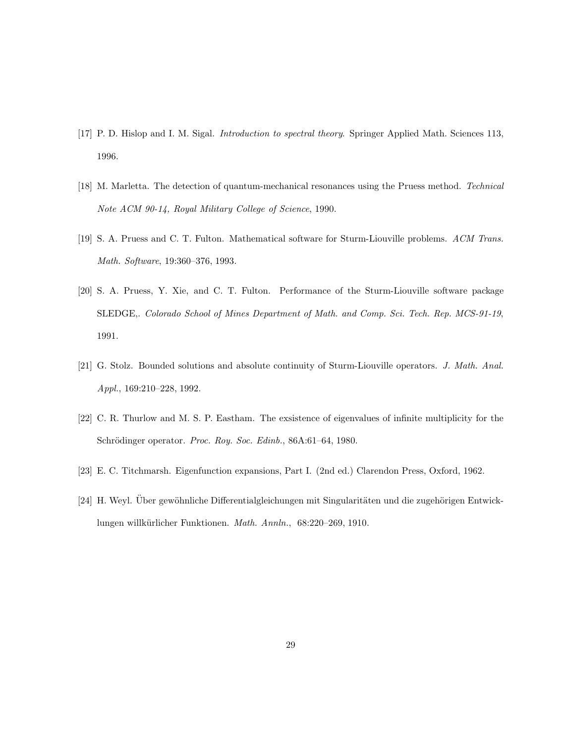[17] P. D. Hislop and I. M. Sigal. *Introduction to spectral theory*. Springer Applied Math. Sciences 113, 1996.

[18] M. Marletta. The detection of quantum-mechanical resonances using the Pruess method. *Technical Note ACM 90-14, Royal Military College of Science*, 1990.

[19] S. A. Pruess and C. T. Fulton. Mathematical software for Sturm-Liouville problems. *ACM Trans. Math. Software*, 19:360–376, 1993.

[20] S. A. Pruess, Y. Xie, and C. T. Fulton. Performance of the Sturm-Liouville software package SLEDGE,. *Colorado School of Mines Department of Math. and Comp. Sci. Tech. Rep. MCS-91-19*, 1991.

[21] G. Stolz. Bounded solutions and absolute continuity of Sturm-Liouville operators. *J. Math. Anal. Appl.*, 169:210–228, 1992.

[22] C. R. Thurlow and M. S. P. Eastham. The exsistence of eigenvalues of infinite multiplicity for the Schrödinger operator. *Proc. Roy. Soc. Edinb.*, 86A:61–64, 1980.

[23] E. C. Titchmarsh. Eigenfunction expansions, Part I. (2nd ed.) Clarendon Press, Oxford, 1962.

[24] H. Weyl. Über gewöhnliche Differentialgleichungen mit Singularitäten und die zugehörigen Entwicklungen willkürlicher Funktionen. *Math. Annln.*, 68:220–269, 1910.